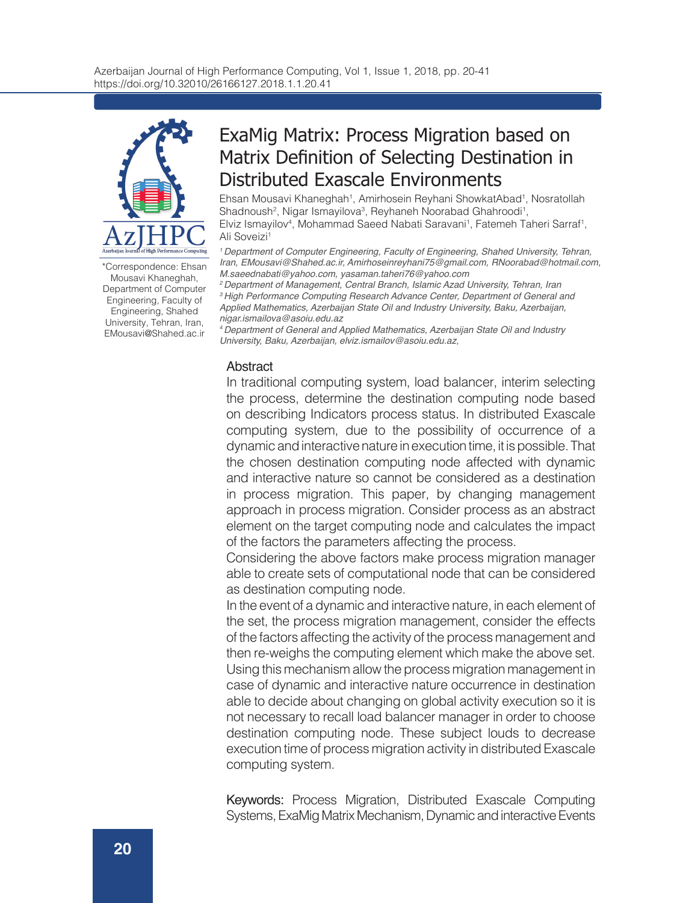# ExaMig Matrix: Process Migration based on Matrix Definition of Selecting Destination in Distributed Exascale Environments

Ehsan Mousavi Khaneghah[1], Amirhosein Reyhani ShowkatAbad[1], Nosratollah Shadnoush[2], Nigar Ismayilova[3], Reyhaneh Noorabad Ghahroodi[1], Elviz Ismayilov[4], Mohammad Saeed Nabati Saravani[1], Fatemeh Taheri Sarraf[1], Ali Soveizi[1]

*[1] Department of Computer Engineering, Faculty of Engineering, Shahed University, Tehran, Iran, EMousavi@Shahed.ac.ir, Amirhoseinreyhani75@gmail.com, RNoorabad@hotmail.com, M.saeednabati@yahoo.com, yasaman.taheri76@yahoo.com*

*[2] Department of Management, Central Branch, Islamic Azad University, Tehran, Iran*

*[3] High Performance Computing Research Advance Center, Department of General and Applied Mathematics, Azerbaijan State Oil and Industry University, Baku, Azerbaijan, nigar.ismailova@asoiu.edu.az*

*[4] Department of General and Applied Mathematics, Azerbaijan State Oil and Industry University, Baku, Azerbaijan, elviz.ismailov@asoiu.edu.az,*

*Correspondence: Ehsan Mousavi Khaneghah, Department of Computer Engineering, Faculty of Engineering, Shahed University, Tehran, Iran, EMousavi@Shahed.ac.ir

## Abstract

In traditional computing system, load balancer, interim selecting the process, determine the destination computing node based on describing Indicators process status. In distributed Exascale computing system, due to the possibility of occurrence of a dynamic and interactive nature in execution time, it is possible. That the chosen destination computing node affected with dynamic and interactive nature so cannot be considered as a destination in process migration. This paper, by changing management approach in process migration. Consider process as an abstract element on the target computing node and calculates the impact of the factors the parameters affecting the process.

Considering the above factors make process migration manager able to create sets of computational node that can be considered as destination computing node.

In the event of a dynamic and interactive nature, in each element of the set, the process migration management, consider the effects of the factors affecting the activity of the process management and then re-weighs the computing element which make the above set. Using this mechanism allow the process migration management in case of dynamic and interactive nature occurrence in destination able to decide about changing on global activity execution so it is not necessary to recall load balancer manager in order to choose destination computing node. These subject louds to decrease execution time of process migration activity in distributed Exascale computing system.

**Keywords:** Process Migration, Distributed Exascale Computing Systems, ExaMig Matrix Mechanism, Dynamic and interactive Events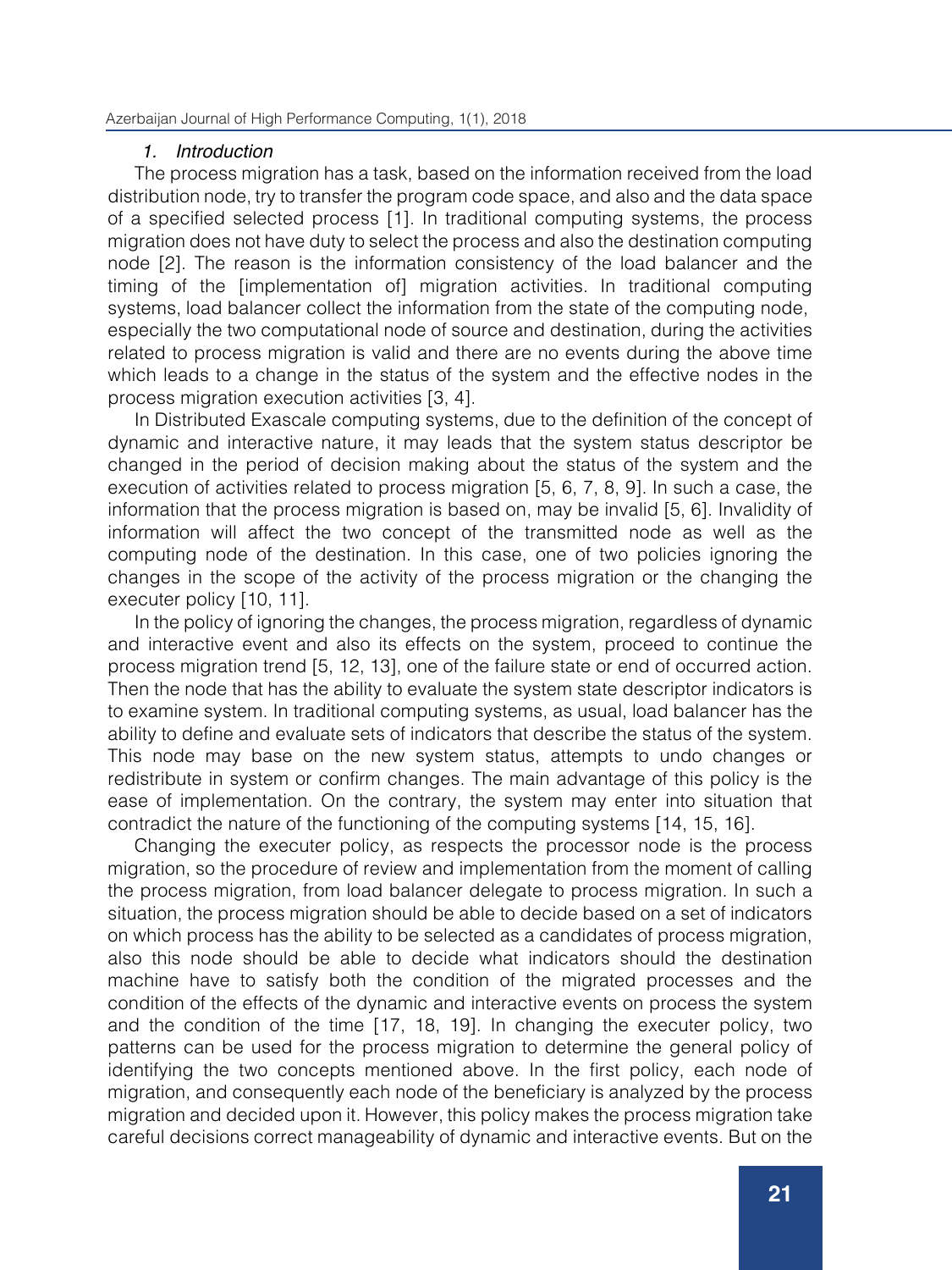## 1. *Introduction*

The process migration has a task, based on the information received from the load distribution node, try to transfer the program code space, and also and the data space of a specified selected process [1]. In traditional computing systems, the process migration does not have duty to select the process and also the destination computing node [2]. The reason is the information consistency of the load balancer and the timing of the [implementation of] migration activities. In traditional computing systems, load balancer collect the information from the state of the computing node, especially the two computational node of source and destination, during the activities related to process migration is valid and there are no events during the above time which leads to a change in the status of the system and the effective nodes in the process migration execution activities [3, 4].

In Distributed Exascale computing systems, due to the definition of the concept of dynamic and interactive nature, it may leads that the system status descriptor be changed in the period of decision making about the status of the system and the execution of activities related to process migration [5, 6, 7, 8, 9]. In such a case, the information that the process migration is based on, may be invalid [5, 6]. Invalidity of information will affect the two concept of the transmitted node as well as the computing node of the destination. In this case, one of two policies ignoring the changes in the scope of the activity of the process migration or the changing the executer policy [10, 11].

In the policy of ignoring the changes, the process migration, regardless of dynamic and interactive event and also its effects on the system, proceed to continue the process migration trend [5, 12, 13], one of the failure state or end of occurred action. Then the node that has the ability to evaluate the system state descriptor indicators is to examine system. In traditional computing systems, as usual, load balancer has the ability to define and evaluate sets of indicators that describe the status of the system. This node may base on the new system status, attempts to undo changes or redistribute in system or confirm changes. The main advantage of this policy is the ease of implementation. On the contrary, the system may enter into situation that contradict the nature of the functioning of the computing systems [14, 15, 16].

Changing the executer policy, as respects the processor node is the process migration, so the procedure of review and implementation from the moment of calling the process migration, from load balancer delegate to process migration. In such a situation, the process migration should be able to decide based on a set of indicators on which process has the ability to be selected as a candidates of process migration, also this node should be able to decide what indicators should the destination machine have to satisfy both the condition of the migrated processes and the condition of the effects of the dynamic and interactive events on process the system and the condition of the time [17, 18, 19]. In changing the executer policy, two patterns can be used for the process migration to determine the general policy of identifying the two concepts mentioned above. In the first policy, each node of migration, and consequently each node of the beneficiary is analyzed by the process migration and decided upon it. However, this policy makes the process migration take careful decisions correct manageability of dynamic and interactive events. But on the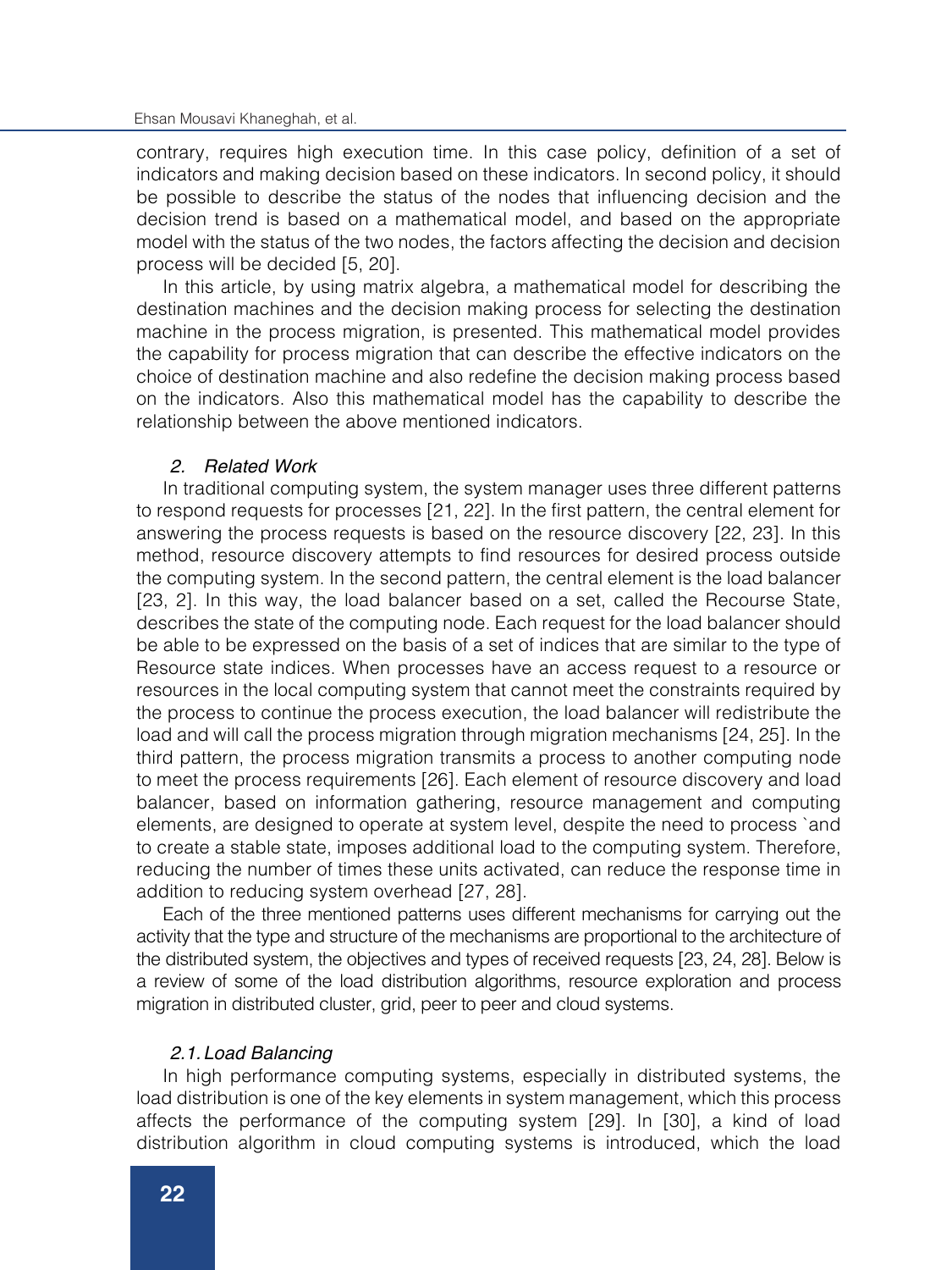contrary, requires high execution time. In this case policy, definition of a set of indicators and making decision based on these indicators. In second policy, it should be possible to describe the status of the nodes that influencing decision and the decision trend is based on a mathematical model, and based on the appropriate model with the status of the two nodes, the factors affecting the decision and decision process will be decided [5, 20].

In this article, by using matrix algebra, a mathematical model for describing the destination machines and the decision making process for selecting the destination machine in the process migration, is presented. This mathematical model provides the capability for process migration that can describe the effective indicators on the choice of destination machine and also redefine the decision making process based on the indicators. Also this mathematical model has the capability to describe the relationship between the above mentioned indicators.

## *2. Related Work*

In traditional computing system, the system manager uses three different patterns to respond requests for processes [21, 22]. In the first pattern, the central element for answering the process requests is based on the resource discovery [22, 23]. In this method, resource discovery attempts to find resources for desired process outside the computing system. In the second pattern, the central element is the load balancer [23, 2]. In this way, the load balancer based on a set, called the Recourse State, describes the state of the computing node. Each request for the load balancer should be able to be expressed on the basis of a set of indices that are similar to the type of Resource state indices. When processes have an access request to a resource or resources in the local computing system that cannot meet the constraints required by the process to continue the process execution, the load balancer will redistribute the load and will call the process migration through migration mechanisms [24, 25]. In the third pattern, the process migration transmits a process to another computing node to meet the process requirements [26]. Each element of resource discovery and load balancer, based on information gathering, resource management and computing elements, are designed to operate at system level, despite the need to process `and to create a stable state, imposes additional load to the computing system. Therefore, reducing the number of times these units activated, can reduce the response time in addition to reducing system overhead [27, 28].

Each of the three mentioned patterns uses different mechanisms for carrying out the activity that the type and structure of the mechanisms are proportional to the architecture of the distributed system, the objectives and types of received requests [23, 24, 28]. Below is a review of some of the load distribution algorithms, resource exploration and process migration in distributed cluster, grid, peer to peer and cloud systems.

### *2.1. Load Balancing*

In high performance computing systems, especially in distributed systems, the load distribution is one of the key elements in system management, which this process affects the performance of the computing system [29]. In [30], a kind of load distribution algorithm in cloud computing systems is introduced, which the load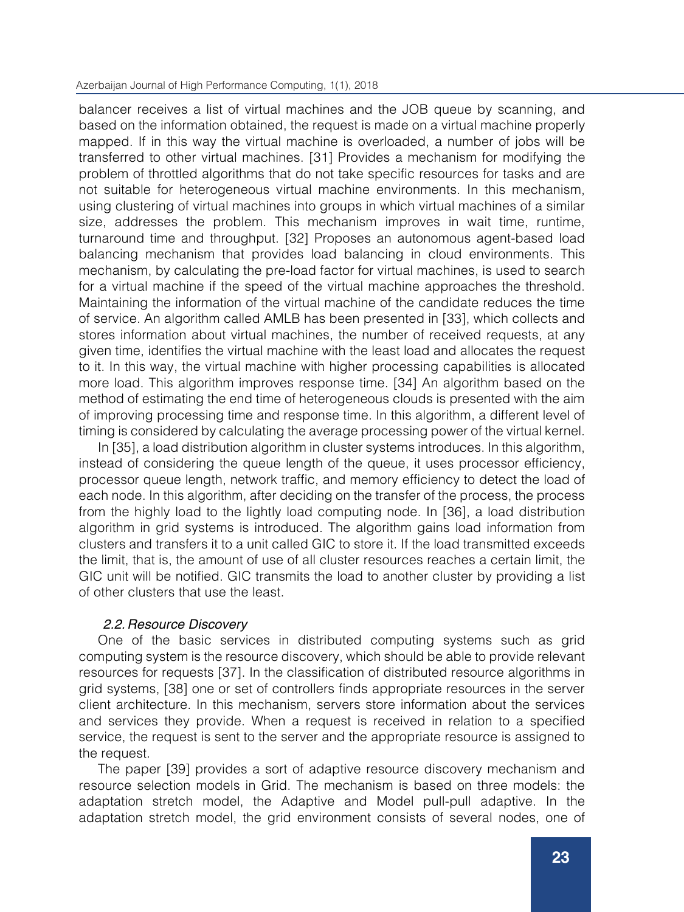balancer receives a list of virtual machines and the JOB queue by scanning, and based on the information obtained, the request is made on a virtual machine properly mapped. If in this way the virtual machine is overloaded, a number of jobs will be transferred to other virtual machines. [31] Provides a mechanism for modifying the problem of throttled algorithms that do not take specific resources for tasks and are not suitable for heterogeneous virtual machine environments. In this mechanism, using clustering of virtual machines into groups in which virtual machines of a similar size, addresses the problem. This mechanism improves in wait time, runtime, turnaround time and throughput. [32] Proposes an autonomous agent-based load balancing mechanism that provides load balancing in cloud environments. This mechanism, by calculating the pre-load factor for virtual machines, is used to search for a virtual machine if the speed of the virtual machine approaches the threshold. Maintaining the information of the virtual machine of the candidate reduces the time of service. An algorithm called AMLB has been presented in [33], which collects and stores information about virtual machines, the number of received requests, at any given time, identifies the virtual machine with the least load and allocates the request to it. In this way, the virtual machine with higher processing capabilities is allocated more load. This algorithm improves response time. [34] An algorithm based on the method of estimating the end time of heterogeneous clouds is presented with the aim of improving processing time and response time. In this algorithm, a different level of timing is considered by calculating the average processing power of the virtual kernel.

In [35], a load distribution algorithm in cluster systems introduces. In this algorithm, instead of considering the queue length of the queue, it uses processor efficiency, processor queue length, network traffic, and memory efficiency to detect the load of each node. In this algorithm, after deciding on the transfer of the process, the process from the highly load to the lightly load computing node. In [36], a load distribution algorithm in grid systems is introduced. The algorithm gains load information from clusters and transfers it to a unit called GIC to store it. If the load transmitted exceeds the limit, that is, the amount of use of all cluster resources reaches a certain limit, the GIC unit will be notified. GIC transmits the load to another cluster by providing a list of other clusters that use the least.

### *2.2. Resource Discovery*

One of the basic services in distributed computing systems such as grid computing system is the resource discovery, which should be able to provide relevant resources for requests [37]. In the classification of distributed resource algorithms in grid systems, [38] one or set of controllers finds appropriate resources in the server client architecture. In this mechanism, servers store information about the services and services they provide. When a request is received in relation to a specified service, the request is sent to the server and the appropriate resource is assigned to the request.

The paper [39] provides a sort of adaptive resource discovery mechanism and resource selection models in Grid. The mechanism is based on three models: the adaptation stretch model, the Adaptive and Model pull-pull adaptive. In the adaptation stretch model, the grid environment consists of several nodes, one of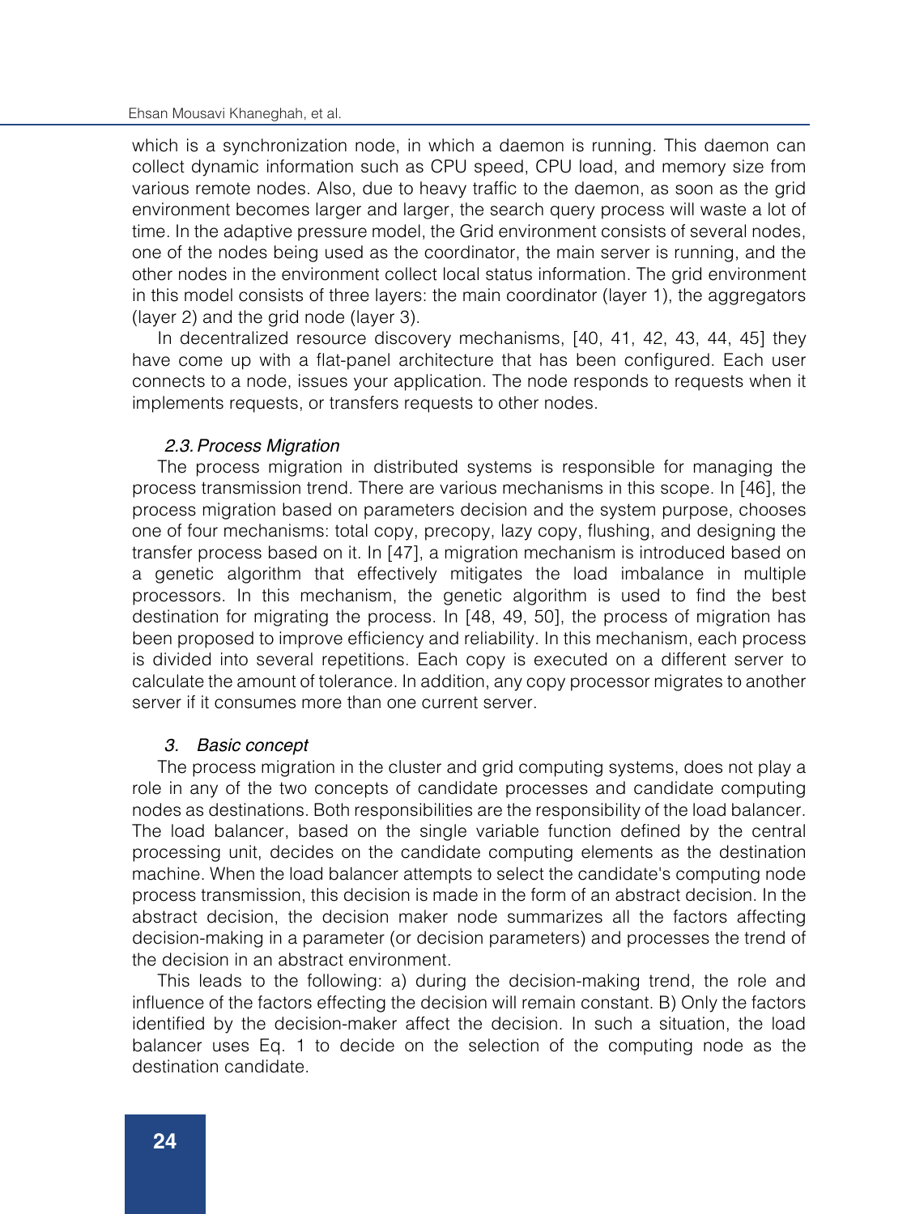which is a synchronization node, in which a daemon is running. This daemon can collect dynamic information such as CPU speed, CPU load, and memory size from various remote nodes. Also, due to heavy traffic to the daemon, as soon as the grid environment becomes larger and larger, the search query process will waste a lot of time. In the adaptive pressure model, the Grid environment consists of several nodes, one of the nodes being used as the coordinator, the main server is running, and the other nodes in the environment collect local status information. The grid environment in this model consists of three layers: the main coordinator (layer 1), the aggregators (layer 2) and the grid node (layer 3).

In decentralized resource discovery mechanisms, [40, 41, 42, 43, 44, 45] they have come up with a flat-panel architecture that has been configured. Each user connects to a node, issues your application. The node responds to requests when it implements requests, or transfers requests to other nodes.

### *2.3. Process Migration*

The process migration in distributed systems is responsible for managing the process transmission trend. There are various mechanisms in this scope. In [46], the process migration based on parameters decision and the system purpose, chooses one of four mechanisms: total copy, precopy, lazy copy, flushing, and designing the transfer process based on it. In [47], a migration mechanism is introduced based on a genetic algorithm that effectively mitigates the load imbalance in multiple processors. In this mechanism, the genetic algorithm is used to find the best destination for migrating the process. In [48, 49, 50], the process of migration has been proposed to improve efficiency and reliability. In this mechanism, each process is divided into several repetitions. Each copy is executed on a different server to calculate the amount of tolerance. In addition, any copy processor migrates to another server if it consumes more than one current server.

## *3. Basic concept*

The process migration in the cluster and grid computing systems, does not play a role in any of the two concepts of candidate processes and candidate computing nodes as destinations. Both responsibilities are the responsibility of the load balancer. The load balancer, based on the single variable function defined by the central processing unit, decides on the candidate computing elements as the destination machine. When the load balancer attempts to select the candidate's computing node process transmission, this decision is made in the form of an abstract decision. In the abstract decision, the decision maker node summarizes all the factors affecting decision-making in a parameter (or decision parameters) and processes the trend of the decision in an abstract environment.

This leads to the following: a) during the decision-making trend, the role and influence of the factors effecting the decision will remain constant. B) Only the factors identified by the decision-maker affect the decision. In such a situation, the load balancer uses Eq. 1 to decide on the selection of the computing node as the destination candidate.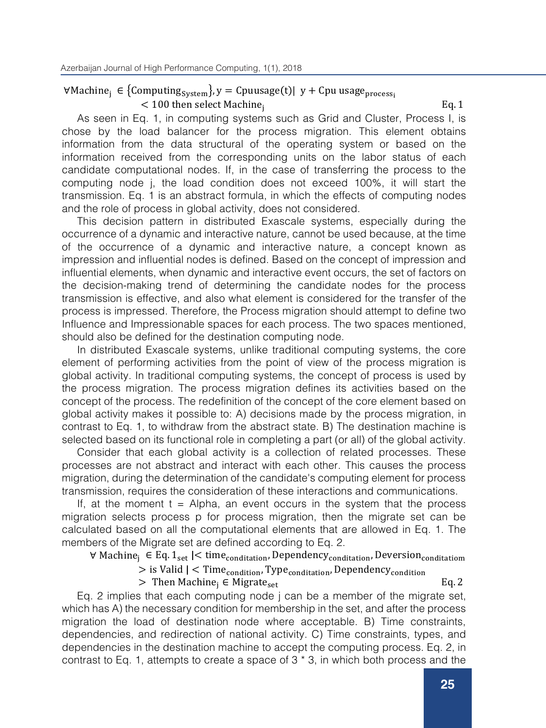$$\forall \text{Machine}_j \in \{\text{Computing}_{\text{System}}\}, y = \text{Cpuusage}(t) |\ y + \text{Cpu usage}_{\text{process}_i} < 100 \text{ then select Machine}_j \quad \text{Eq. 1}$$

As seen in Eq. 1, in computing systems such as Grid and Cluster, Process I, is chose by the load balancer for the process migration. This element obtains information from the data structural of the operating system or based on the information received from the corresponding units on the labor status of each candidate computational nodes. If, in the case of transferring the process to the computing node j, the load condition does not exceed 100%, it will start the transmission. Eq. 1 is an abstract formula, in which the effects of computing nodes and the role of process in global activity, does not considered.

This decision pattern in distributed Exascale systems, especially during the occurrence of a dynamic and interactive nature, cannot be used because, at the time of the occurrence of a dynamic and interactive nature, a concept known as impression and influential nodes is defined. Based on the concept of impression and influential elements, when dynamic and interactive event occurs, the set of factors on the decision-making trend of determining the candidate nodes for the process transmission is effective, and also what element is considered for the transfer of the process is impressed. Therefore, the Process migration should attempt to define two Influence and Impressionable spaces for each process. The two spaces mentioned, should also be defined for the destination computing node.

In distributed Exascale systems, unlike traditional computing systems, the core element of performing activities from the point of view of the process migration is global activity. In traditional computing systems, the concept of process is used by the process migration. The process migration defines its activities based on the concept of the process. The redefinition of the concept of the core element based on global activity makes it possible to: A) decisions made by the process migration, in contrast to Eq. 1, to withdraw from the abstract state. B) The destination machine is selected based on its functional role in completing a part (or all) of the global activity.

Consider that each global activity is a collection of related processes. These processes are not abstract and interact with each other. This causes the process migration, during the determination of the candidate's computing element for process transmission, requires the consideration of these interactions and communications.

If, at the moment t = Alpha, an event occurs in the system that the process migration selects process p for process migration, then the migrate set can be calculated based on all the computational elements that are allowed in Eq. 1. The members of the Migrate set are defined according to Eq. 2.

$$\forall \text{ Machine}_j \in \text{Eq. }1_{\text{set}} \,|< \text{time}_{\text{conditation}}, \text{Dependency}_{\text{conditation}}, \text{Deversion}_{\text{conditatiom}} > \text{is Valid} \,|< \text{Time}_{\text{condition}}, \text{Type}_{\text{conditation}}, \text{Dependency}_{\text{condition}} > \text{ Then Machine}_j \in \text{Migrate}_{\text{set}} \quad \text{Eq. 2}$$

Eq. 2 implies that each computing node j can be a member of the migrate set, which has A) the necessary condition for membership in the set, and after the process migration the load of destination node where acceptable. B) Time constraints, dependencies, and redirection of national activity. C) Time constraints, types, and dependencies in the destination machine to accept the computing process. Eq. 2, in contrast to Eq. 1, attempts to create a space of 3 * 3, in which both process and the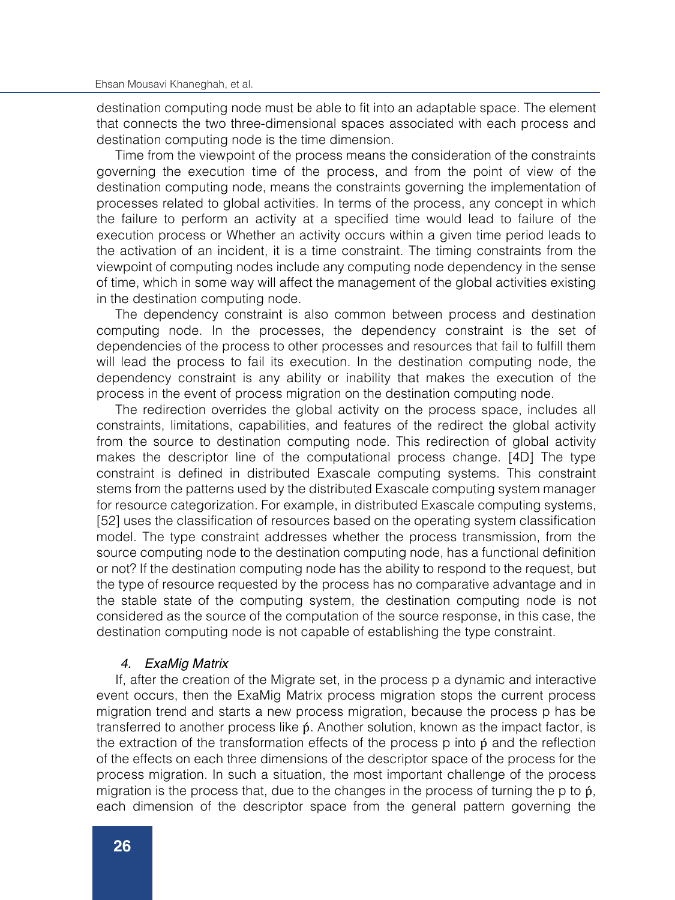destination computing node must be able to fit into an adaptable space. The element that connects the two three-dimensional spaces associated with each process and destination computing node is the time dimension.

Time from the viewpoint of the process means the consideration of the constraints governing the execution time of the process, and from the point of view of the destination computing node, means the constraints governing the implementation of processes related to global activities. In terms of the process, any concept in which the failure to perform an activity at a specified time would lead to failure of the execution process or Whether an activity occurs within a given time period leads to the activation of an incident, it is a time constraint. The timing constraints from the viewpoint of computing nodes include any computing node dependency in the sense of time, which in some way will affect the management of the global activities existing in the destination computing node.

The dependency constraint is also common between process and destination computing node. In the processes, the dependency constraint is the set of dependencies of the process to other processes and resources that fail to fulfill them will lead the process to fail its execution. In the destination computing node, the dependency constraint is any ability or inability that makes the execution of the process in the event of process migration on the destination computing node.

The redirection overrides the global activity on the process space, includes all constraints, limitations, capabilities, and features of the redirect the global activity from the source to destination computing node. This redirection of global activity makes the descriptor line of the computational process change. [4D] The type constraint is defined in distributed Exascale computing systems. This constraint stems from the patterns used by the distributed Exascale computing system manager for resource categorization. For example, in distributed Exascale computing systems, [52] uses the classification of resources based on the operating system classification model. The type constraint addresses whether the process transmission, from the source computing node to the destination computing node, has a functional definition or not? If the destination computing node has the ability to respond to the request, but the type of resource requested by the process has no comparative advantage and in the stable state of the computing system, the destination computing node is not considered as the source of the computation of the source response, in this case, the destination computing node is not capable of establishing the type constraint.

### *4. ExaMig Matrix*

If, after the creation of the Migrate set, in the process p a dynamic and interactive event occurs, then the ExaMig Matrix process migration stops the current process migration trend and starts a new process migration, because the process p has be transferred to another process like ṕ. Another solution, known as the impact factor, is the extraction of the transformation effects of the process p into ṕ and the reflection of the effects on each three dimensions of the descriptor space of the process for the process migration. In such a situation, the most important challenge of the process migration is the process that, due to the changes in the process of turning the p to ṕ, each dimension of the descriptor space from the general pattern governing the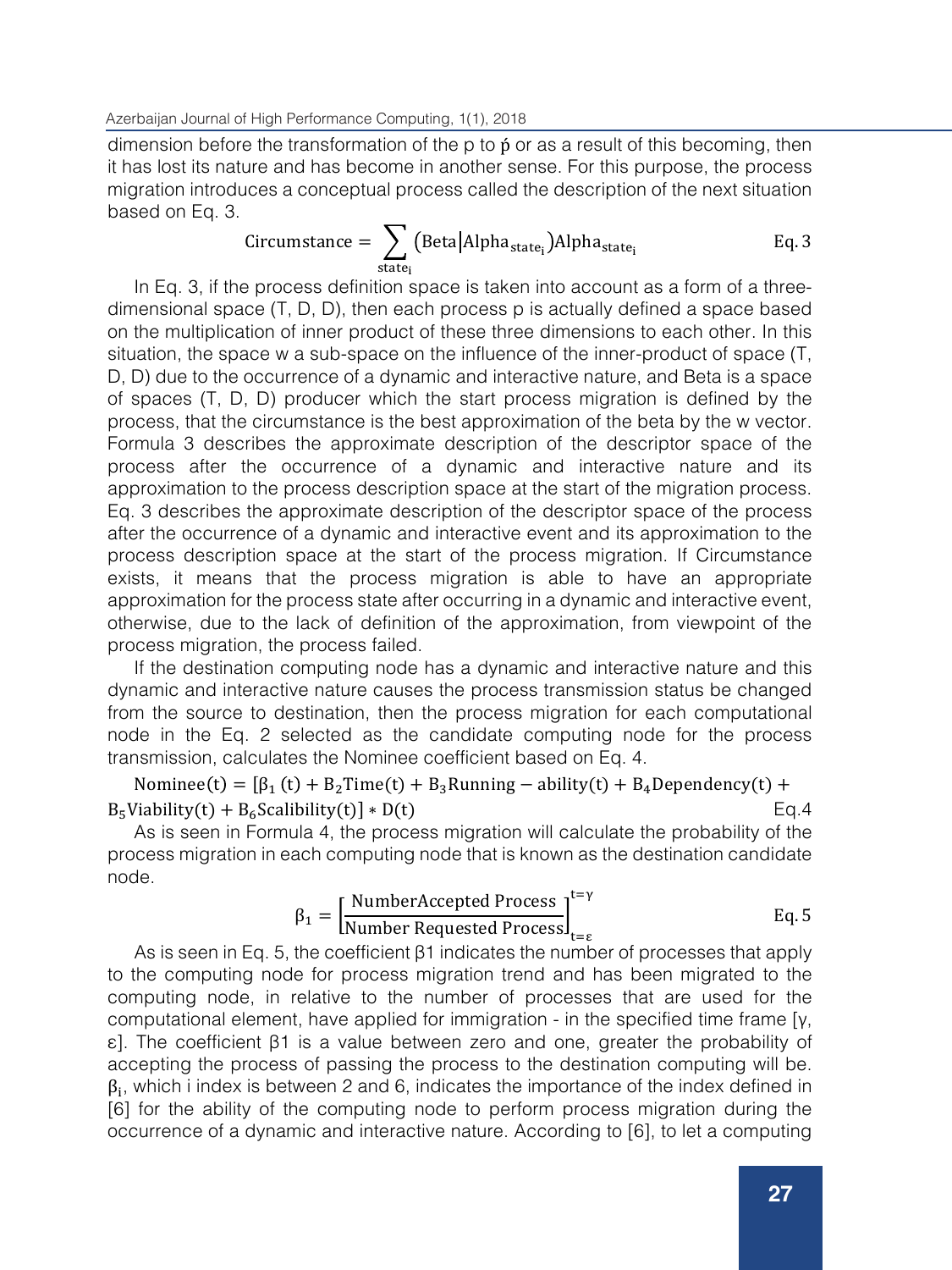dimension before the transformation of the p to ṕ or as a result of this becoming, then it has lost its nature and has become in another sense. For this purpose, the process migration introduces a conceptual process called the description of the next situation based on Eq. 3.

$$\text{Circumstance} = \sum_{\text{state}_i} \left(\text{Beta}\middle|\text{Alpha}_{\text{state}_i}\right)\text{Alpha}_{\text{state}_i} \qquad \text{Eq. 3}$$

In Eq. 3, if the process definition space is taken into account as a form of a three-dimensional space (T, D, D), then each process p is actually defined a space based on the multiplication of inner product of these three dimensions to each other. In this situation, the space w a sub-space on the influence of the inner-product of space (T, D, D) due to the occurrence of a dynamic and interactive nature, and Beta is a space of spaces (T, D, D) producer which the start process migration is defined by the process, that the circumstance is the best approximation of the beta by the w vector. Formula 3 describes the approximate description of the descriptor space of the process after the occurrence of a dynamic and interactive nature and its approximation to the process description space at the start of the migration process. Eq. 3 describes the approximate description of the descriptor space of the process after the occurrence of a dynamic and interactive event and its approximation to the process description space at the start of the process migration. If Circumstance exists, it means that the process migration is able to have an appropriate approximation for the process state after occurring in a dynamic and interactive event, otherwise, due to the lack of definition of the approximation, from viewpoint of the process migration, the process failed.

If the destination computing node has a dynamic and interactive nature and this dynamic and interactive nature causes the process transmission status be changed from the source to destination, then the process migration for each computational node in the Eq. 2 selected as the candidate computing node for the process transmission, calculates the Nominee coefficient based on Eq. 4.

$$\text{Nominee}(t) = [\beta_1(t) + B_2\text{Time}(t) + B_3\text{Running} - \text{ability}(t) + B_4\text{Dependency}(t) + B_5\text{Viability}(t) + B_6\text{Scalibility}(t)] * D(t) \qquad \text{Eq.4}$$

As is seen in Formula 4, the process migration will calculate the probability of the process migration in each computing node that is known as the destination candidate node.

$$\beta_1 = \left[\frac{\text{NumberAccepted Process}}{\text{Number Requested Process}}\right]_{t=\varepsilon}^{t=\gamma} \qquad \text{Eq. 5}$$

As is seen in Eq. 5, the coefficient β1 indicates the number of processes that apply to the computing node for process migration trend and has been migrated to the computing node, in relative to the number of processes that are used for the computational element, have applied for immigration - in the specified time frame [γ, ε]. The coefficient β1 is a value between zero and one, greater the probability of accepting the process of passing the process to the destination computing will be. $\beta_i$, which i index is between 2 and 6, indicates the importance of the index defined in [6] for the ability of the computing node to perform process migration during the occurrence of a dynamic and interactive nature. According to [6], to let a computing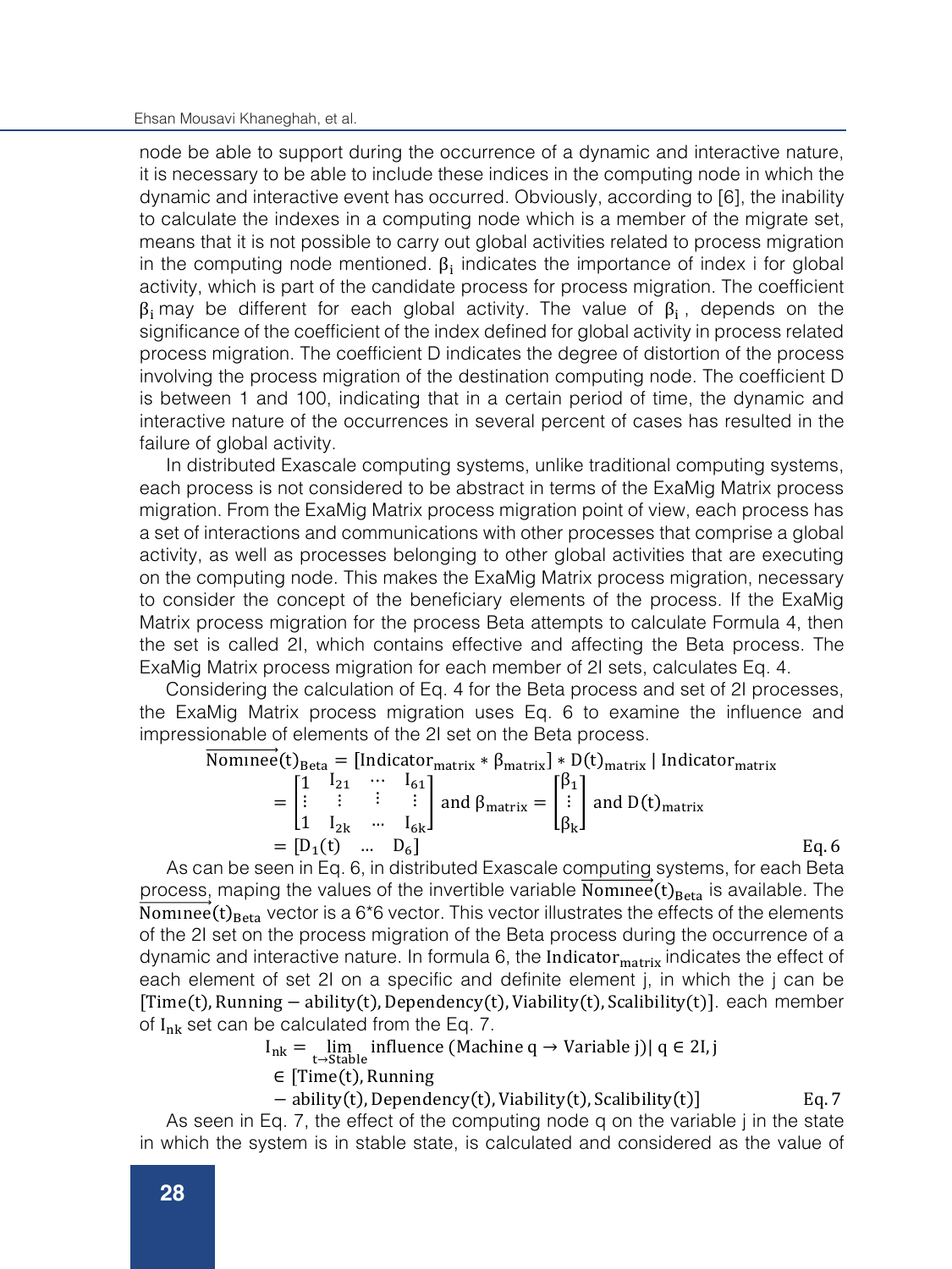node be able to support during the occurrence of a dynamic and interactive nature, it is necessary to be able to include these indices in the computing node in which the dynamic and interactive event has occurred. Obviously, according to [6], the inability to calculate the indexes in a computing node which is a member of the migrate set, means that it is not possible to carry out global activities related to process migration in the computing node mentioned. $\beta_i$ indicates the importance of index i for global activity, which is part of the candidate process for process migration. The coefficient $\beta_i$ may be different for each global activity. The value of $\beta_i$, depends on the significance of the coefficient of the index defined for global activity in process related process migration. The coefficient D indicates the degree of distortion of the process involving the process migration of the destination computing node. The coefficient D is between 1 and 100, indicating that in a certain period of time, the dynamic and interactive nature of the occurrences in several percent of cases has resulted in the failure of global activity.

In distributed Exascale computing systems, unlike traditional computing systems, each process is not considered to be abstract in terms of the ExaMig Matrix process migration. From the ExaMig Matrix process migration point of view, each process has a set of interactions and communications with other processes that comprise a global activity, as well as processes belonging to other global activities that are executing on the computing node. This makes the ExaMig Matrix process migration, necessary to consider the concept of the beneficiary elements of the process. If the ExaMig Matrix process migration for the process Beta attempts to calculate Formula 4, then the set is called 2I, which contains effective and affecting the Beta process. The ExaMig Matrix process migration for each member of 2I sets, calculates Eq. 4.

Considering the calculation of Eq. 4 for the Beta process and set of 2I processes, the ExaMig Matrix process migration uses Eq. 6 to examine the influence and impressionable of elements of the 2I set on the Beta process.

$$\overrightarrow{\text{Nominee}}(t)_{\text{Beta}} = [\text{Indicator}_{\text{matrix}} * \beta_{\text{matrix}}] * D(t)_{\text{matrix}} \mid \text{Indicator}_{\text{matrix}} = \begin{bmatrix} 1 & I_{21} & \cdots & I_{61} \\ \vdots & \vdots & \vdots & \vdots \\ 1 & I_{2k} & \cdots & I_{6k} \end{bmatrix} \text{ and } \beta_{\text{matrix}} = \begin{bmatrix} \beta_1 \\ \vdots \\ \beta_k \end{bmatrix} \text{ and } D(t)_{\text{matrix}} = [D_1(t) \quad \ldots \quad D_6] \qquad \text{Eq. 6}$$

As can be seen in Eq. 6, in distributed Exascale computing systems, for each Beta process, maping the values of the invertible variable $\overrightarrow{\text{Nominee}}(t)_{\text{Beta}}$ is available. The $\overrightarrow{\text{Nominee}}(t)_{\text{Beta}}$ vector is a 6*6 vector. This vector illustrates the effects of the elements of the 2I set on the process migration of the Beta process during the occurrence of a dynamic and interactive nature. In formula 6, the $\text{Indicator}_{\text{matrix}}$ indicates the effect of each element of set 2I on a specific and definite element j, in which the j can be $[\text{Time}(t), \text{Running} - \text{ability}(t), \text{Dependency}(t), \text{Viability}(t), \text{Scalibility}(t)]$. each member of $I_{nk}$ set can be calculated from the Eq. 7.

$$I_{nk} = \lim_{t \to \text{Stable}} \text{influence } (\text{Machine } q \to \text{Variable } j) \mid q \in 2I, j \in [\text{Time}(t), \text{Running} - \text{ability}(t), \text{Dependency}(t), \text{Viability}(t), \text{Scalibility}(t)] \qquad \text{Eq. 7}$$

As seen in Eq. 7, the effect of the computing node q on the variable j in the state in which the system is in stable state, is calculated and considered as the value of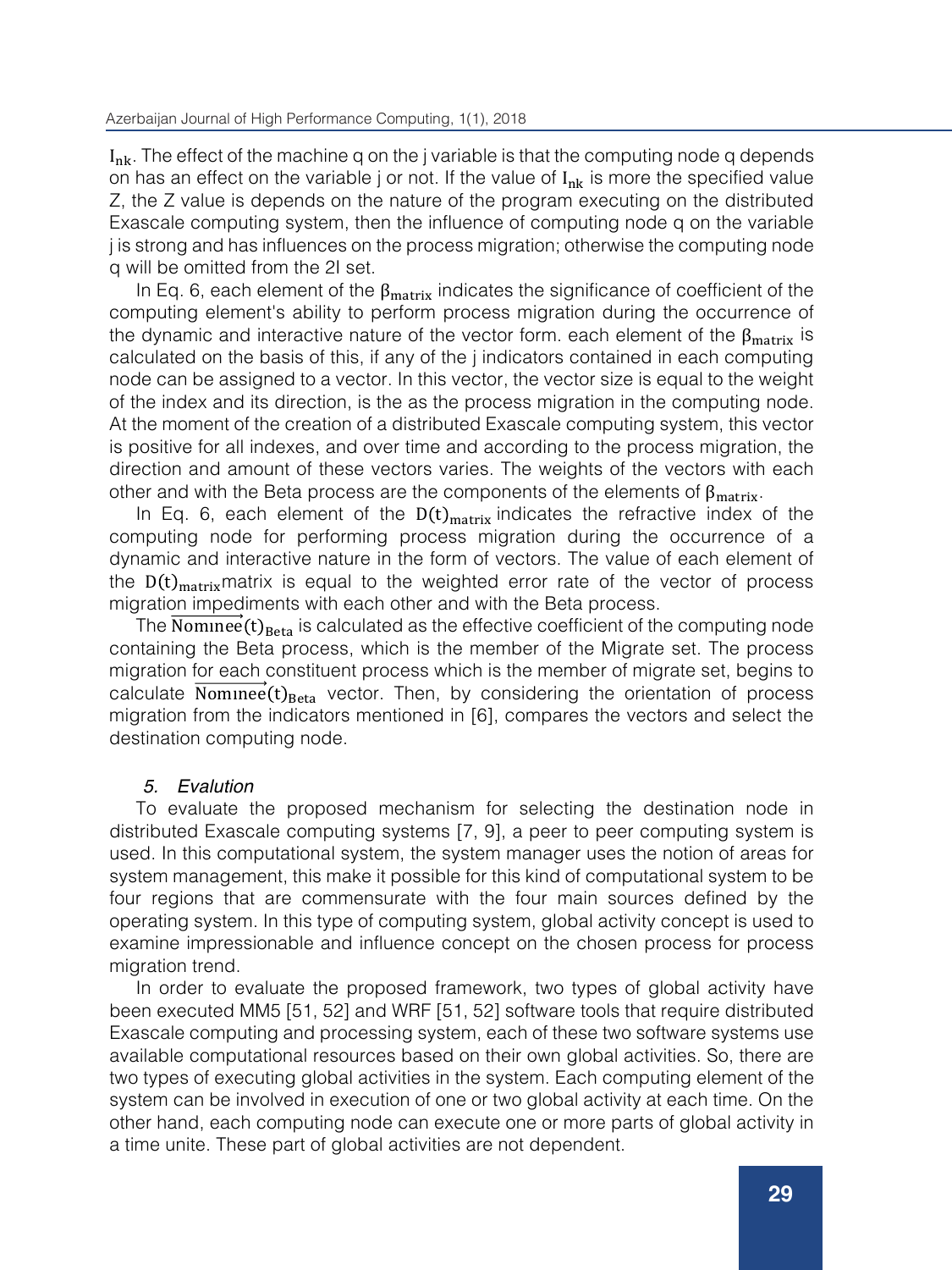$I_{nk}$. The effect of the machine q on the j variable is that the computing node q depends on has an effect on the variable j or not. If the value of $I_{nk}$ is more the specified value Z, the Z value is depends on the nature of the program executing on the distributed Exascale computing system, then the influence of computing node q on the variable j is strong and has influences on the process migration; otherwise the computing node q will be omitted from the 2I set.

In Eq. 6, each element of the $\beta_{matrix}$ indicates the significance of coefficient of the computing element's ability to perform process migration during the occurrence of the dynamic and interactive nature of the vector form. each element of the $\beta_{matrix}$ is calculated on the basis of this, if any of the j indicators contained in each computing node can be assigned to a vector. In this vector, the vector size is equal to the weight of the index and its direction, is the as the process migration in the computing node. At the moment of the creation of a distributed Exascale computing system, this vector is positive for all indexes, and over time and according to the process migration, the direction and amount of these vectors varies. The weights of the vectors with each other and with the Beta process are the components of the elements of $\beta_{matrix}$.

In Eq. 6, each element of the $D(t)_{matrix}$ indicates the refractive index of the computing node for performing process migration during the occurrence of a dynamic and interactive nature in the form of vectors. The value of each element of the $D(t)_{matrix}$ matrix is equal to the weighted error rate of the vector of process migration impediments with each other and with the Beta process.

The $\overrightarrow{\text{Nominee}}(t)_{Beta}$ is calculated as the effective coefficient of the computing node containing the Beta process, which is the member of the Migrate set. The process migration for each constituent process which is the member of migrate set, begins to calculate $\overrightarrow{\text{Nominee}}(t)_{Beta}$ vector. Then, by considering the orientation of process migration from the indicators mentioned in [6], compares the vectors and select the destination computing node.

### *5. Evalution*

To evaluate the proposed mechanism for selecting the destination node in distributed Exascale computing systems [7, 9], a peer to peer computing system is used. In this computational system, the system manager uses the notion of areas for system management, this make it possible for this kind of computational system to be four regions that are commensurate with the four main sources defined by the operating system. In this type of computing system, global activity concept is used to examine impressionable and influence concept on the chosen process for process migration trend.

In order to evaluate the proposed framework, two types of global activity have been executed MM5 [51, 52] and WRF [51, 52] software tools that require distributed Exascale computing and processing system, each of these two software systems use available computational resources based on their own global activities. So, there are two types of executing global activities in the system. Each computing element of the system can be involved in execution of one or two global activity at each time. On the other hand, each computing node can execute one or more parts of global activity in a time unite. These part of global activities are not dependent.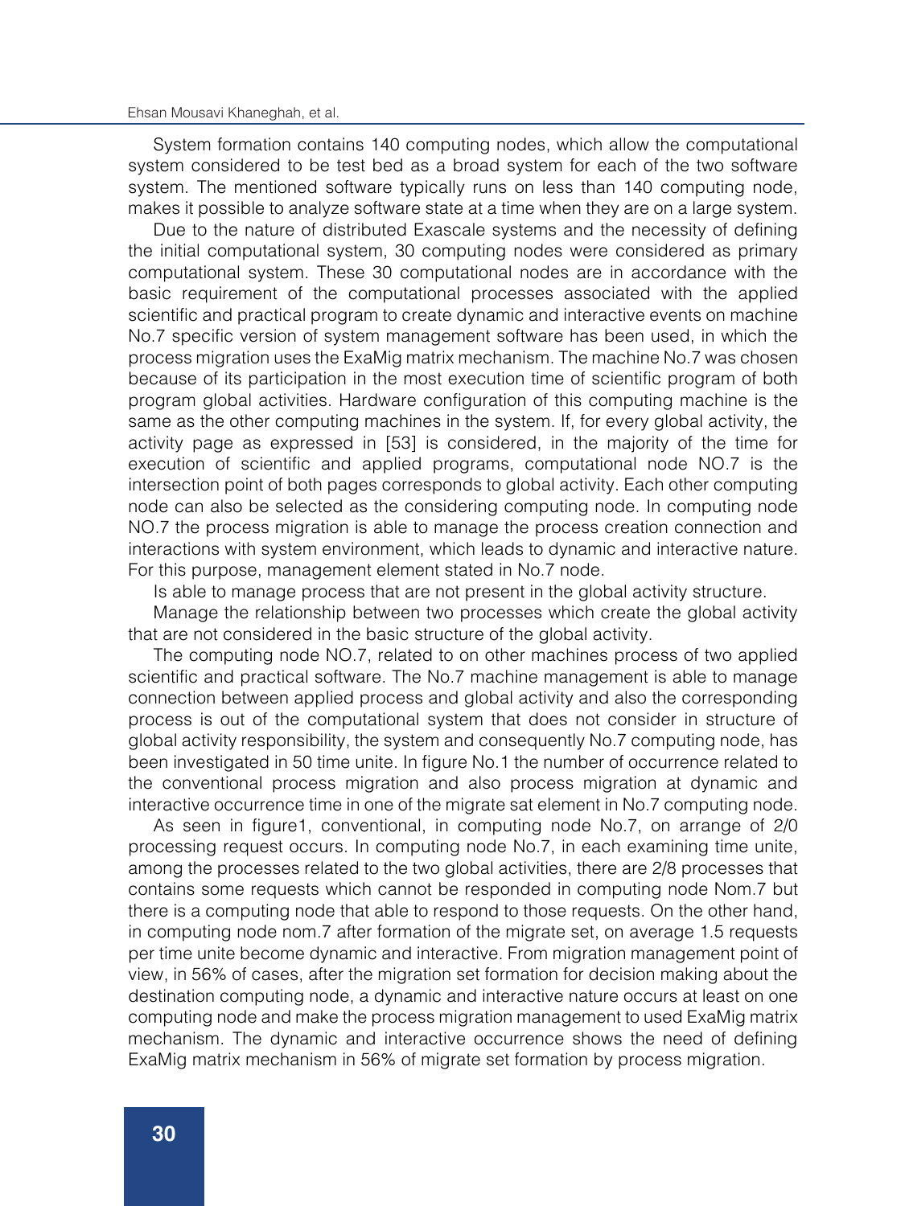System formation contains 140 computing nodes, which allow the computational system considered to be test bed as a broad system for each of the two software system. The mentioned software typically runs on less than 140 computing node, makes it possible to analyze software state at a time when they are on a large system.

Due to the nature of distributed Exascale systems and the necessity of defining the initial computational system, 30 computing nodes were considered as primary computational system. These 30 computational nodes are in accordance with the basic requirement of the computational processes associated with the applied scientific and practical program to create dynamic and interactive events on machine No.7 specific version of system management software has been used, in which the process migration uses the ExaMig matrix mechanism. The machine No.7 was chosen because of its participation in the most execution time of scientific program of both program global activities. Hardware configuration of this computing machine is the same as the other computing machines in the system. If, for every global activity, the activity page as expressed in [53] is considered, in the majority of the time for execution of scientific and applied programs, computational node NO.7 is the intersection point of both pages corresponds to global activity. Each other computing node can also be selected as the considering computing node. In computing node NO.7 the process migration is able to manage the process creation connection and interactions with system environment, which leads to dynamic and interactive nature. For this purpose, management element stated in No.7 node.

Is able to manage process that are not present in the global activity structure.

Manage the relationship between two processes which create the global activity that are not considered in the basic structure of the global activity.

The computing node NO.7, related to on other machines process of two applied scientific and practical software. The No.7 machine management is able to manage connection between applied process and global activity and also the corresponding process is out of the computational system that does not consider in structure of global activity responsibility, the system and consequently No.7 computing node, has been investigated in 50 time unite. In figure No.1 the number of occurrence related to the conventional process migration and also process migration at dynamic and interactive occurrence time in one of the migrate sat element in No.7 computing node.

As seen in figure1, conventional, in computing node No.7, on arrange of 2/0 processing request occurs. In computing node No.7, in each examining time unite, among the processes related to the two global activities, there are 2/8 processes that contains some requests which cannot be responded in computing node Nom.7 but there is a computing node that able to respond to those requests. On the other hand, in computing node nom.7 after formation of the migrate set, on average 1.5 requests per time unite become dynamic and interactive. From migration management point of view, in 56% of cases, after the migration set formation for decision making about the destination computing node, a dynamic and interactive nature occurs at least on one computing node and make the process migration management to used ExaMig matrix mechanism. The dynamic and interactive occurrence shows the need of defining ExaMig matrix mechanism in 56% of migrate set formation by process migration.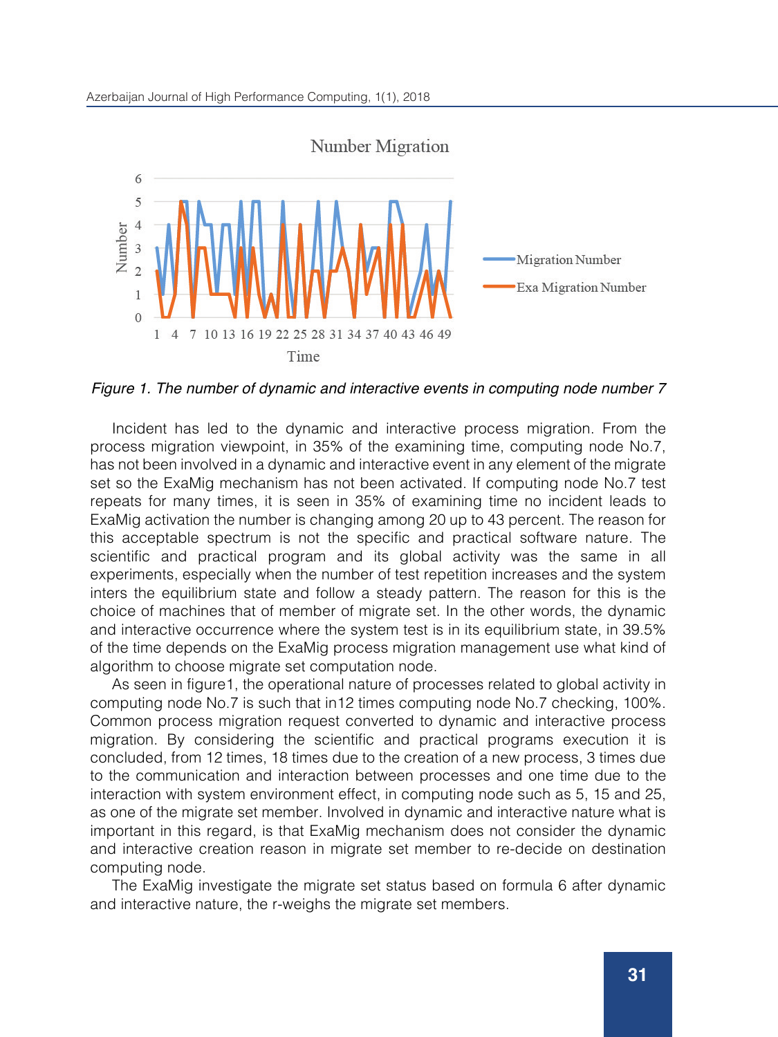Figure 1. The number of dynamic and interactive events in computing node number 7

Incident has led to the dynamic and interactive process migration. From the process migration viewpoint, in 35% of the examining time, computing node No.7, has not been involved in a dynamic and interactive event in any element of the migrate set so the ExaMig mechanism has not been activated. If computing node No.7 test repeats for many times, it is seen in 35% of examining time no incident leads to ExaMig activation the number is changing among 20 up to 43 percent. The reason for this acceptable spectrum is not the specific and practical software nature. The scientific and practical program and its global activity was the same in all experiments, especially when the number of test repetition increases and the system inters the equilibrium state and follow a steady pattern. The reason for this is the choice of machines that of member of migrate set. In the other words, the dynamic and interactive occurrence where the system test is in its equilibrium state, in 39.5% of the time depends on the ExaMig process migration management use what kind of algorithm to choose migrate set computation node.

As seen in figure1, the operational nature of processes related to global activity in computing node No.7 is such that in12 times computing node No.7 checking, 100%. Common process migration request converted to dynamic and interactive process migration. By considering the scientific and practical programs execution it is concluded, from 12 times, 18 times due to the creation of a new process, 3 times due to the communication and interaction between processes and one time due to the interaction with system environment effect, in computing node such as 5, 15 and 25, as one of the migrate set member. Involved in dynamic and interactive nature what is important in this regard, is that ExaMig mechanism does not consider the dynamic and interactive creation reason in migrate set member to re-decide on destination computing node.

The ExaMig investigate the migrate set status based on formula 6 after dynamic and interactive nature, the r-weighs the migrate set members.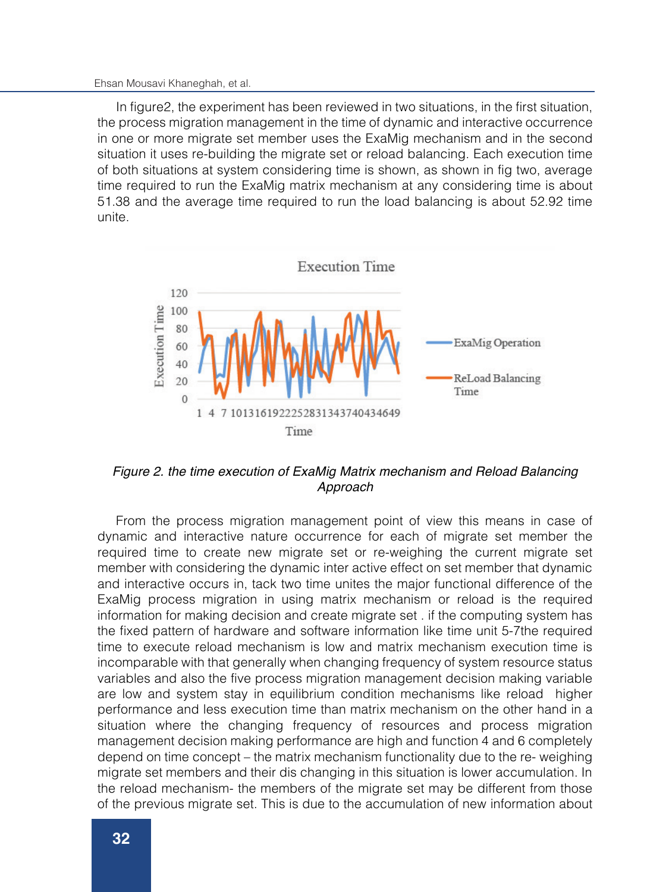In figure2, the experiment has been reviewed in two situations, in the first situation, the process migration management in the time of dynamic and interactive occurrence in one or more migrate set member uses the ExaMig mechanism and in the second situation it uses re-building the migrate set or reload balancing. Each execution time of both situations at system considering time is shown, as shown in fig two, average time required to run the ExaMig matrix mechanism at any considering time is about 51.38 and the average time required to run the load balancing is about 52.92 time unite.

*Figure 2. the time execution of ExaMig Matrix mechanism and Reload Balancing Approach*

From the process migration management point of view this means in case of dynamic and interactive nature occurrence for each of migrate set member the required time to create new migrate set or re-weighing the current migrate set member with considering the dynamic inter active effect on set member that dynamic and interactive occurs in, tack two time unites the major functional difference of the ExaMig process migration in using matrix mechanism or reload is the required information for making decision and create migrate set . if the computing system has the fixed pattern of hardware and software information like time unit 5-7the required time to execute reload mechanism is low and matrix mechanism execution time is incomparable with that generally when changing frequency of system resource status variables and also the five process migration management decision making variable are low and system stay in equilibrium condition mechanisms like reload higher performance and less execution time than matrix mechanism on the other hand in a situation where the changing frequency of resources and process migration management decision making performance are high and function 4 and 6 completely depend on time concept – the matrix mechanism functionality due to the re- weighing migrate set members and their dis changing in this situation is lower accumulation. In the reload mechanism- the members of the migrate set may be different from those of the previous migrate set. This is due to the accumulation of new information about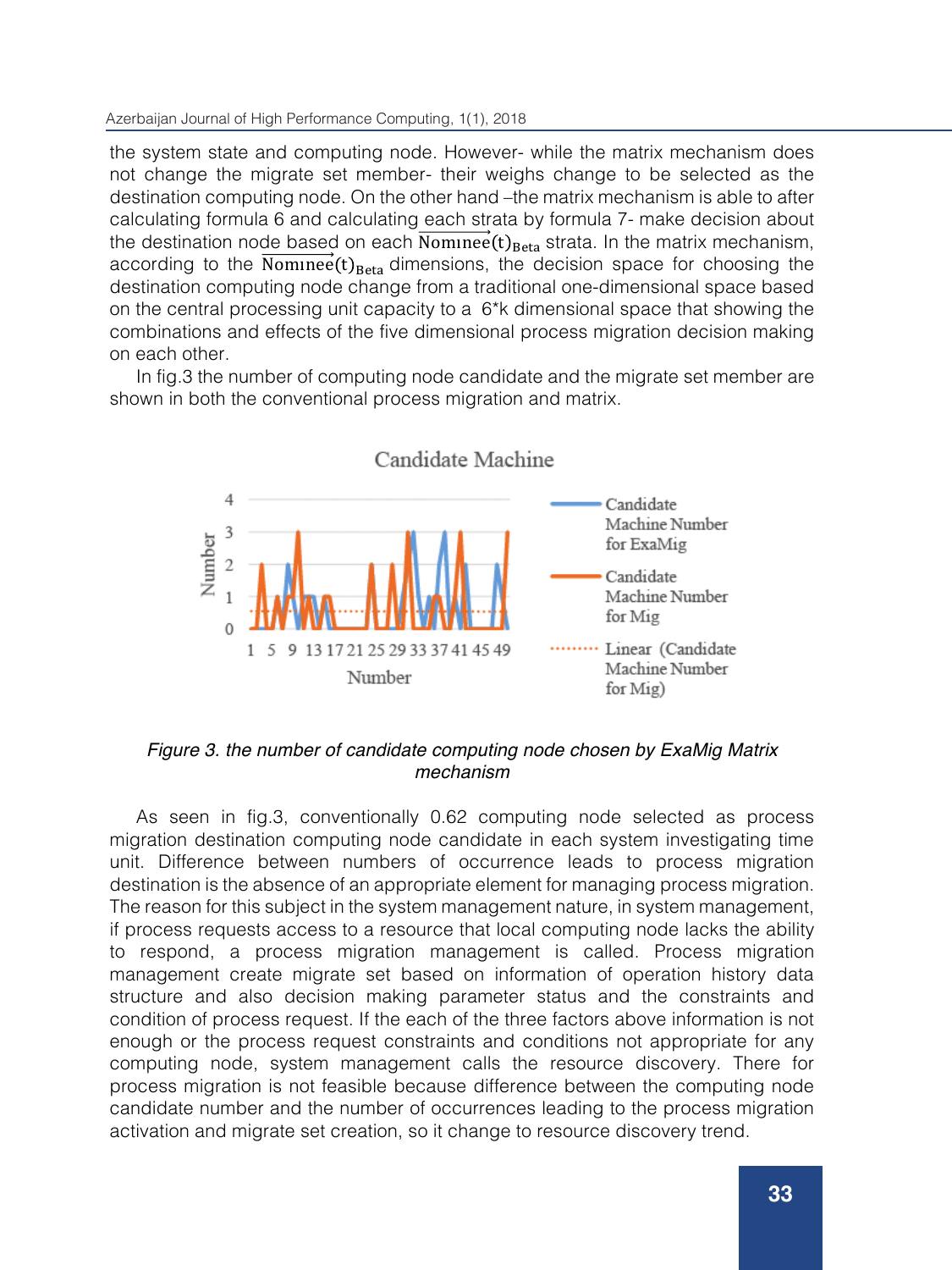the system state and computing node. However- while the matrix mechanism does not change the migrate set member- their weighs change to be selected as the destination computing node. On the other hand –the matrix mechanism is able to after calculating formula 6 and calculating each strata by formula 7- make decision about the destination node based on each $\overrightarrow{\text{Nominee}}(t)_{\text{Beta}}$ strata. In the matrix mechanism, according to the $\overrightarrow{\text{Nominee}}(t)_{\text{Beta}}$ dimensions, the decision space for choosing the destination computing node change from a traditional one-dimensional space based on the central processing unit capacity to a 6*k dimensional space that showing the combinations and effects of the five dimensional process migration decision making on each other.

In fig.3 the number of computing node candidate and the migrate set member are shown in both the conventional process migration and matrix.

*Figure 3. the number of candidate computing node chosen by ExaMig Matrix mechanism*

As seen in fig.3, conventionally 0.62 computing node selected as process migration destination computing node candidate in each system investigating time unit. Difference between numbers of occurrence leads to process migration destination is the absence of an appropriate element for managing process migration. The reason for this subject in the system management nature, in system management, if process requests access to a resource that local computing node lacks the ability to respond, a process migration management is called. Process migration management create migrate set based on information of operation history data structure and also decision making parameter status and the constraints and condition of process request. If the each of the three factors above information is not enough or the process request constraints and conditions not appropriate for any computing node, system management calls the resource discovery. There for process migration is not feasible because difference between the computing node candidate number and the number of occurrences leading to the process migration activation and migrate set creation, so it change to resource discovery trend.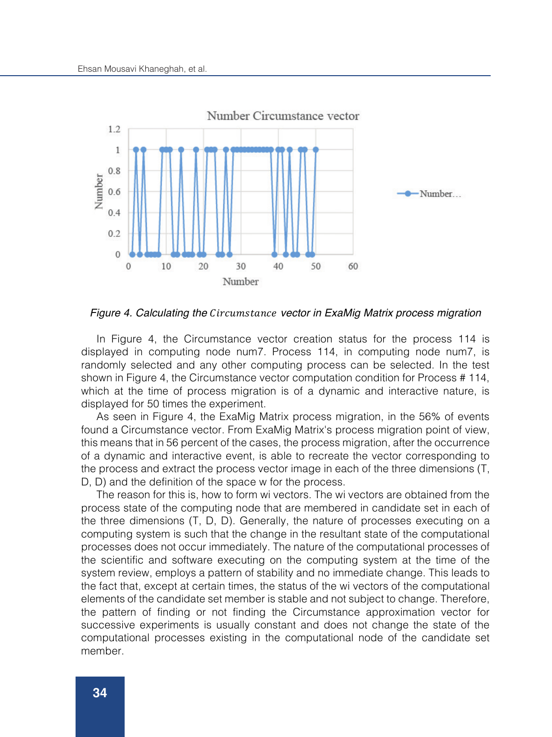Figure 4. Calculating the $Circumstance$ vector in ExaMig Matrix process migration

In Figure 4, the Circumstance vector creation status for the process 114 is displayed in computing node num7. Process 114, in computing node num7, is randomly selected and any other computing process can be selected. In the test shown in Figure 4, the Circumstance vector computation condition for Process # 114, which at the time of process migration is of a dynamic and interactive nature, is displayed for 50 times the experiment.

As seen in Figure 4, the ExaMig Matrix process migration, in the 56% of events found a Circumstance vector. From ExaMig Matrix's process migration point of view, this means that in 56 percent of the cases, the process migration, after the occurrence of a dynamic and interactive event, is able to recreate the vector corresponding to the process and extract the process vector image in each of the three dimensions (T, D, D) and the definition of the space w for the process.

The reason for this is, how to form wi vectors. The wi vectors are obtained from the process state of the computing node that are membered in candidate set in each of the three dimensions (T, D, D). Generally, the nature of processes executing on a computing system is such that the change in the resultant state of the computational processes does not occur immediately. The nature of the computational processes of the scientific and software executing on the computing system at the time of the system review, employs a pattern of stability and no immediate change. This leads to the fact that, except at certain times, the status of the wi vectors of the computational elements of the candidate set member is stable and not subject to change. Therefore, the pattern of finding or not finding the Circumstance approximation vector for successive experiments is usually constant and does not change the state of the computational processes existing in the computational node of the candidate set member.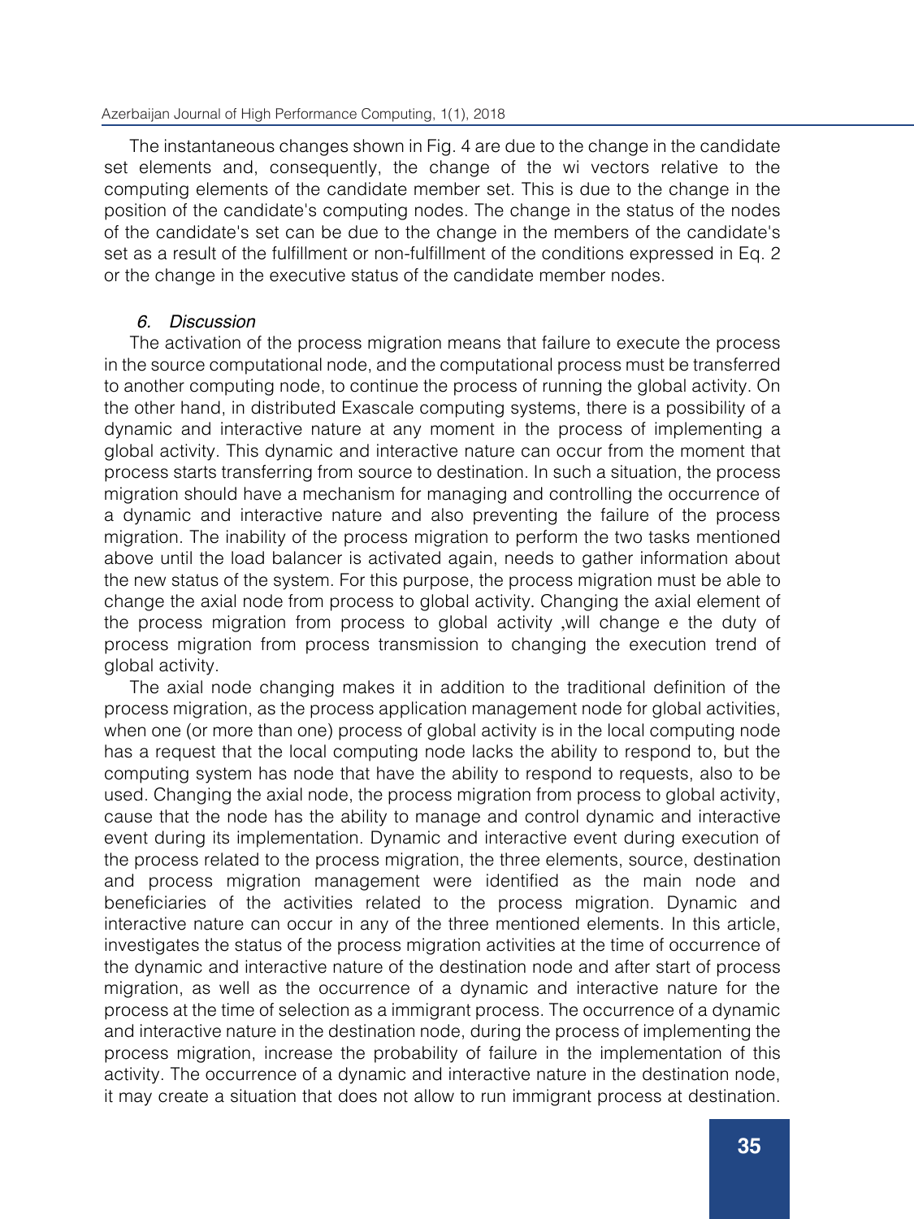The instantaneous changes shown in Fig. 4 are due to the change in the candidate set elements and, consequently, the change of the wi vectors relative to the computing elements of the candidate member set. This is due to the change in the position of the candidate's computing nodes. The change in the status of the nodes of the candidate's set can be due to the change in the members of the candidate's set as a result of the fulfillment or non-fulfillment of the conditions expressed in Eq. 2 or the change in the executive status of the candidate member nodes.

## *6. Discussion*

The activation of the process migration means that failure to execute the process in the source computational node, and the computational process must be transferred to another computing node, to continue the process of running the global activity. On the other hand, in distributed Exascale computing systems, there is a possibility of a dynamic and interactive nature at any moment in the process of implementing a global activity. This dynamic and interactive nature can occur from the moment that process starts transferring from source to destination. In such a situation, the process migration should have a mechanism for managing and controlling the occurrence of a dynamic and interactive nature and also preventing the failure of the process migration. The inability of the process migration to perform the two tasks mentioned above until the load balancer is activated again, needs to gather information about the new status of the system. For this purpose, the process migration must be able to change the axial node from process to global activity. Changing the axial element of the process migration from process to global activity ,will change e the duty of process migration from process transmission to changing the execution trend of global activity.

The axial node changing makes it in addition to the traditional definition of the process migration, as the process application management node for global activities, when one (or more than one) process of global activity is in the local computing node has a request that the local computing node lacks the ability to respond to, but the computing system has node that have the ability to respond to requests, also to be used. Changing the axial node, the process migration from process to global activity, cause that the node has the ability to manage and control dynamic and interactive event during its implementation. Dynamic and interactive event during execution of the process related to the process migration, the three elements, source, destination and process migration management were identified as the main node and beneficiaries of the activities related to the process migration. Dynamic and interactive nature can occur in any of the three mentioned elements. In this article, investigates the status of the process migration activities at the time of occurrence of the dynamic and interactive nature of the destination node and after start of process migration, as well as the occurrence of a dynamic and interactive nature for the process at the time of selection as a immigrant process. The occurrence of a dynamic and interactive nature in the destination node, during the process of implementing the process migration, increase the probability of failure in the implementation of this activity. The occurrence of a dynamic and interactive nature in the destination node, it may create a situation that does not allow to run immigrant process at destination.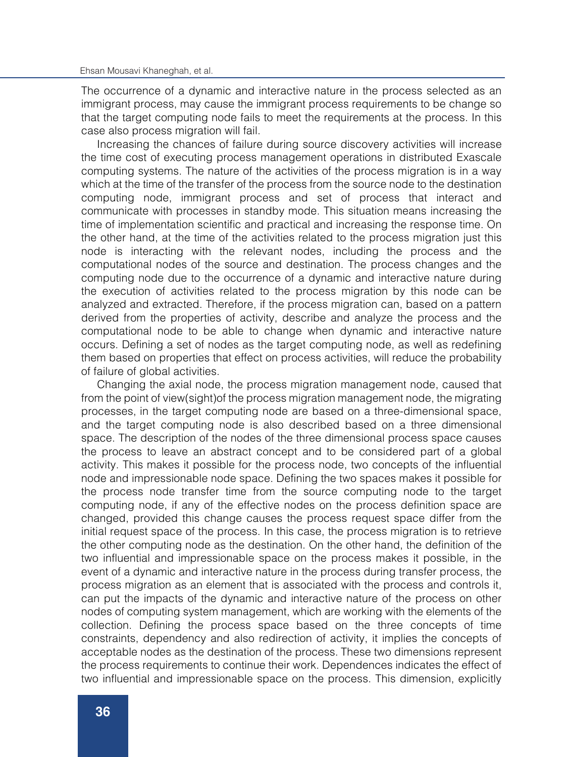The occurrence of a dynamic and interactive nature in the process selected as an immigrant process, may cause the immigrant process requirements to be change so that the target computing node fails to meet the requirements at the process. In this case also process migration will fail.

Increasing the chances of failure during source discovery activities will increase the time cost of executing process management operations in distributed Exascale computing systems. The nature of the activities of the process migration is in a way which at the time of the transfer of the process from the source node to the destination computing node, immigrant process and set of process that interact and communicate with processes in standby mode. This situation means increasing the time of implementation scientific and practical and increasing the response time. On the other hand, at the time of the activities related to the process migration just this node is interacting with the relevant nodes, including the process and the computational nodes of the source and destination. The process changes and the computing node due to the occurrence of a dynamic and interactive nature during the execution of activities related to the process migration by this node can be analyzed and extracted. Therefore, if the process migration can, based on a pattern derived from the properties of activity, describe and analyze the process and the computational node to be able to change when dynamic and interactive nature occurs. Defining a set of nodes as the target computing node, as well as redefining them based on properties that effect on process activities, will reduce the probability of failure of global activities.

Changing the axial node, the process migration management node, caused that from the point of view(sight)of the process migration management node, the migrating processes, in the target computing node are based on a three-dimensional space, and the target computing node is also described based on a three dimensional space. The description of the nodes of the three dimensional process space causes the process to leave an abstract concept and to be considered part of a global activity. This makes it possible for the process node, two concepts of the influential node and impressionable node space. Defining the two spaces makes it possible for the process node transfer time from the source computing node to the target computing node, if any of the effective nodes on the process definition space are changed, provided this change causes the process request space differ from the initial request space of the process. In this case, the process migration is to retrieve the other computing node as the destination. On the other hand, the definition of the two influential and impressionable space on the process makes it possible, in the event of a dynamic and interactive nature in the process during transfer process, the process migration as an element that is associated with the process and controls it, can put the impacts of the dynamic and interactive nature of the process on other nodes of computing system management, which are working with the elements of the collection. Defining the process space based on the three concepts of time constraints, dependency and also redirection of activity, it implies the concepts of acceptable nodes as the destination of the process. These two dimensions represent the process requirements to continue their work. Dependences indicates the effect of two influential and impressionable space on the process. This dimension, explicitly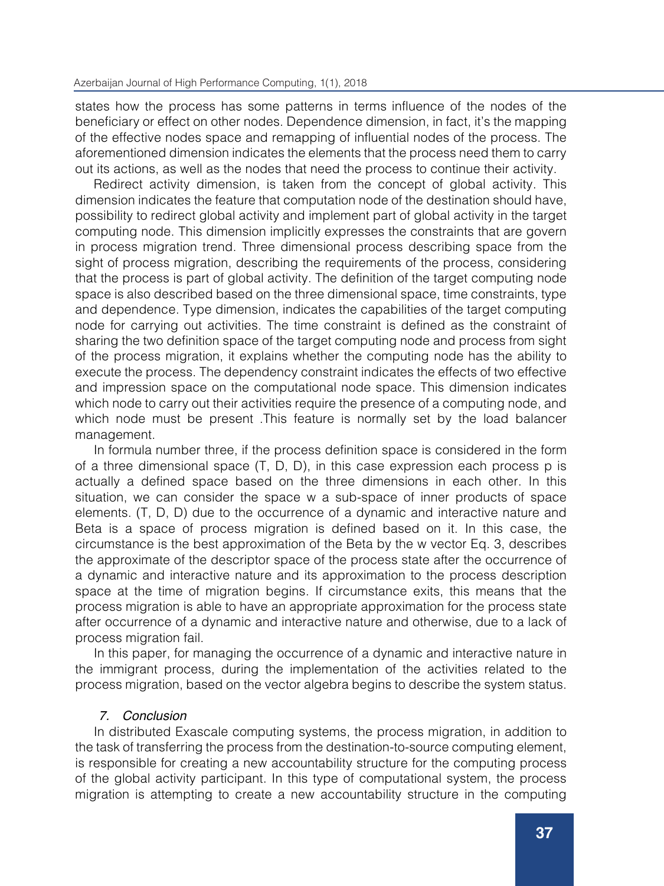states how the process has some patterns in terms influence of the nodes of the beneficiary or effect on other nodes. Dependence dimension, in fact, it's the mapping of the effective nodes space and remapping of influential nodes of the process. The aforementioned dimension indicates the elements that the process need them to carry out its actions, as well as the nodes that need the process to continue their activity.

Redirect activity dimension, is taken from the concept of global activity. This dimension indicates the feature that computation node of the destination should have, possibility to redirect global activity and implement part of global activity in the target computing node. This dimension implicitly expresses the constraints that are govern in process migration trend. Three dimensional process describing space from the sight of process migration, describing the requirements of the process, considering that the process is part of global activity. The definition of the target computing node space is also described based on the three dimensional space, time constraints, type and dependence. Type dimension, indicates the capabilities of the target computing node for carrying out activities. The time constraint is defined as the constraint of sharing the two definition space of the target computing node and process from sight of the process migration, it explains whether the computing node has the ability to execute the process. The dependency constraint indicates the effects of two effective and impression space on the computational node space. This dimension indicates which node to carry out their activities require the presence of a computing node, and which node must be present .This feature is normally set by the load balancer management.

In formula number three, if the process definition space is considered in the form of a three dimensional space (T, D, D), in this case expression each process p is actually a defined space based on the three dimensions in each other. In this situation, we can consider the space w a sub-space of inner products of space elements. (T, D, D) due to the occurrence of a dynamic and interactive nature and Beta is a space of process migration is defined based on it. In this case, the circumstance is the best approximation of the Beta by the w vector Eq. 3, describes the approximate of the descriptor space of the process state after the occurrence of a dynamic and interactive nature and its approximation to the process description space at the time of migration begins. If circumstance exits, this means that the process migration is able to have an appropriate approximation for the process state after occurrence of a dynamic and interactive nature and otherwise, due to a lack of process migration fail.

In this paper, for managing the occurrence of a dynamic and interactive nature in the immigrant process, during the implementation of the activities related to the process migration, based on the vector algebra begins to describe the system status.

## *7. Conclusion*

In distributed Exascale computing systems, the process migration, in addition to the task of transferring the process from the destination-to-source computing element, is responsible for creating a new accountability structure for the computing process of the global activity participant. In this type of computational system, the process migration is attempting to create a new accountability structure in the computing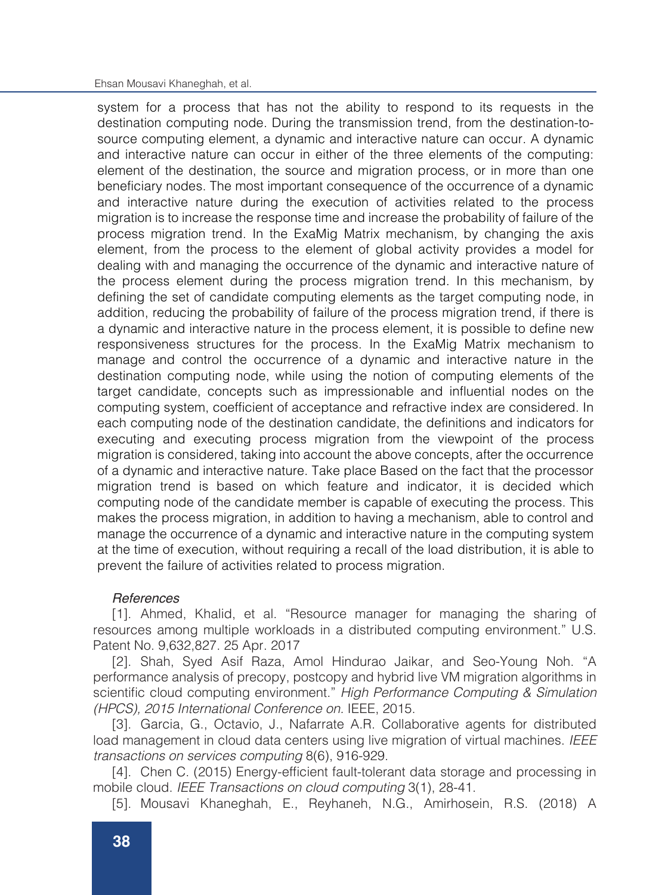system for a process that has not the ability to respond to its requests in the destination computing node. During the transmission trend, from the destination-to-source computing element, a dynamic and interactive nature can occur. A dynamic and interactive nature can occur in either of the three elements of the computing: element of the destination, the source and migration process, or in more than one beneficiary nodes. The most important consequence of the occurrence of a dynamic and interactive nature during the execution of activities related to the process migration is to increase the response time and increase the probability of failure of the process migration trend. In the ExaMig Matrix mechanism, by changing the axis element, from the process to the element of global activity provides a model for dealing with and managing the occurrence of the dynamic and interactive nature of the process element during the process migration trend. In this mechanism, by defining the set of candidate computing elements as the target computing node, in addition, reducing the probability of failure of the process migration trend, if there is a dynamic and interactive nature in the process element, it is possible to define new responsiveness structures for the process. In the ExaMig Matrix mechanism to manage and control the occurrence of a dynamic and interactive nature in the destination computing node, while using the notion of computing elements of the target candidate, concepts such as impressionable and influential nodes on the computing system, coefficient of acceptance and refractive index are considered. In each computing node of the destination candidate, the definitions and indicators for executing and executing process migration from the viewpoint of the process migration is considered, taking into account the above concepts, after the occurrence of a dynamic and interactive nature. Take place Based on the fact that the processor migration trend is based on which feature and indicator, it is decided which computing node of the candidate member is capable of executing the process. This makes the process migration, in addition to having a mechanism, able to control and manage the occurrence of a dynamic and interactive nature in the computing system at the time of execution, without requiring a recall of the load distribution, it is able to prevent the failure of activities related to process migration.

*References*

[1]. Ahmed, Khalid, et al. "Resource manager for managing the sharing of resources among multiple workloads in a distributed computing environment." U.S. Patent No. 9,632,827. 25 Apr. 2017

[2]. Shah, Syed Asif Raza, Amol Hindurao Jaikar, and Seo-Young Noh. "A performance analysis of precopy, postcopy and hybrid live VM migration algorithms in scientific cloud computing environment." *High Performance Computing & Simulation (HPCS), 2015 International Conference on.* IEEE, 2015.

[3]. Garcia, G., Octavio, J., Nafarrate A.R. Collaborative agents for distributed load management in cloud data centers using live migration of virtual machines. *IEEE transactions on services computing* 8(6), 916-929.

[4]. Chen C. (2015) Energy-efficient fault-tolerant data storage and processing in mobile cloud. *IEEE Transactions on cloud computing* 3(1), 28-41.

[5]. Mousavi Khaneghah, E., Reyhaneh, N.G., Amirhosein, R.S. (2018) A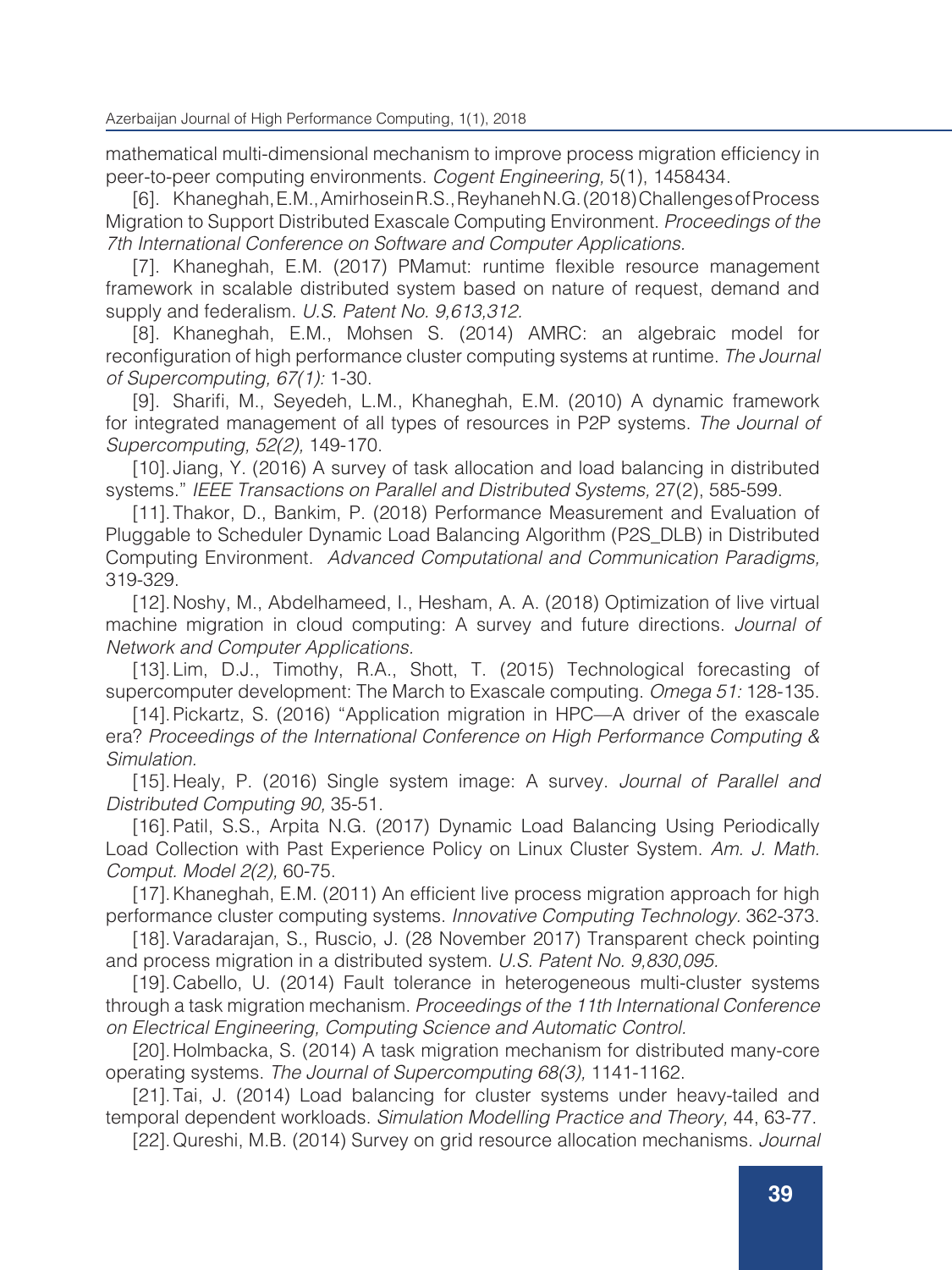mathematical multi-dimensional mechanism to improve process migration efficiency in peer-to-peer computing environments. *Cogent Engineering,* 5(1), 1458434.

[6]. Khaneghah, E.M., Amirhosein R.S., Reyhaneh N.G. (2018) Challenges of Process Migration to Support Distributed Exascale Computing Environment. *Proceedings of the 7th International Conference on Software and Computer Applications.*

[7]. Khaneghah, E.M. (2017) PMamut: runtime flexible resource management framework in scalable distributed system based on nature of request, demand and supply and federalism. *U.S. Patent No. 9,613,312.*

[8]. Khaneghah, E.M., Mohsen S. (2014) AMRC: an algebraic model for reconfiguration of high performance cluster computing systems at runtime. *The Journal of Supercomputing, 67(1):* 1-30.

[9]. Sharifi, M., Seyedeh, L.M., Khaneghah, E.M. (2010) A dynamic framework for integrated management of all types of resources in P2P systems. *The Journal of Supercomputing, 52(2),* 149-170.

[10]. Jiang, Y. (2016) A survey of task allocation and load balancing in distributed systems." *IEEE Transactions on Parallel and Distributed Systems,* 27(2), 585-599.

[11]. Thakor, D., Bankim, P. (2018) Performance Measurement and Evaluation of Pluggable to Scheduler Dynamic Load Balancing Algorithm (P2S_DLB) in Distributed Computing Environment. *Advanced Computational and Communication Paradigms,* 319-329.

[12]. Noshy, M., Abdelhameed, I., Hesham, A. A. (2018) Optimization of live virtual machine migration in cloud computing: A survey and future directions. *Journal of Network and Computer Applications.*

[13]. Lim, D.J., Timothy, R.A., Shott, T. (2015) Technological forecasting of supercomputer development: The March to Exascale computing. *Omega 51:* 128-135.

[14]. Pickartz, S. (2016) "Application migration in HPC—A driver of the exascale era? *Proceedings of the International Conference on High Performance Computing & Simulation.*

[15]. Healy, P. (2016) Single system image: A survey. *Journal of Parallel and Distributed Computing 90,* 35-51.

[16]. Patil, S.S., Arpita N.G. (2017) Dynamic Load Balancing Using Periodically Load Collection with Past Experience Policy on Linux Cluster System. *Am. J. Math. Comput. Model 2(2),* 60-75.

[17]. Khaneghah, E.M. (2011) An efficient live process migration approach for high performance cluster computing systems. *Innovative Computing Technology.* 362-373.

[18]. Varadarajan, S., Ruscio, J. (28 November 2017) Transparent check pointing and process migration in a distributed system. *U.S. Patent No. 9,830,095.*

[19]. Cabello, U. (2014) Fault tolerance in heterogeneous multi-cluster systems through a task migration mechanism. *Proceedings of the 11th International Conference on Electrical Engineering, Computing Science and Automatic Control.*

[20]. Holmbacka, S. (2014) A task migration mechanism for distributed many-core operating systems. *The Journal of Supercomputing 68(3),* 1141-1162.

[21]. Tai, J. (2014) Load balancing for cluster systems under heavy-tailed and temporal dependent workloads. *Simulation Modelling Practice and Theory,* 44, 63-77.

[22]. Qureshi, M.B. (2014) Survey on grid resource allocation mechanisms. *Journal*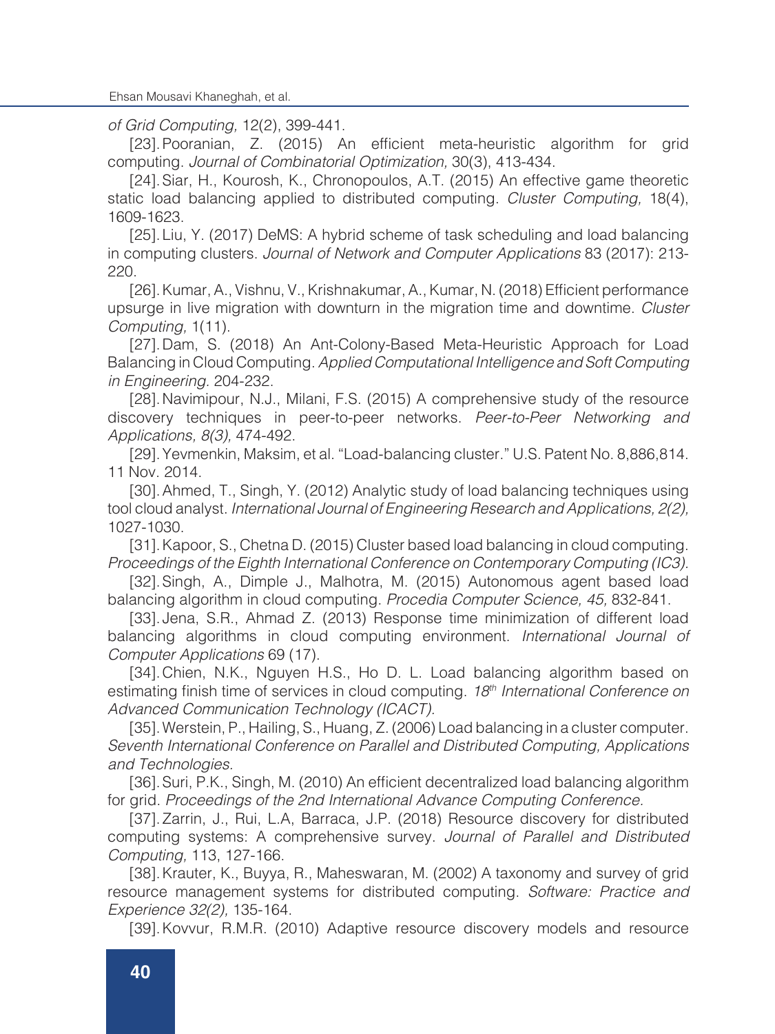*of Grid Computing,* 12(2), 399-441.

[23]. Pooranian, Z. (2015) An efficient meta-heuristic algorithm for grid computing. *Journal of Combinatorial Optimization,* 30(3), 413-434.

[24]. Siar, H., Kourosh, K., Chronopoulos, A.T. (2015) An effective game theoretic static load balancing applied to distributed computing. *Cluster Computing,* 18(4), 1609-1623.

[25]. Liu, Y. (2017) DeMS: A hybrid scheme of task scheduling and load balancing in computing clusters. *Journal of Network and Computer Applications* 83 (2017): 213-220.

[26]. Kumar, A., Vishnu, V., Krishnakumar, A., Kumar, N. (2018) Efficient performance upsurge in live migration with downturn in the migration time and downtime. *Cluster Computing,* 1(11).

[27]. Dam, S. (2018) An Ant-Colony-Based Meta-Heuristic Approach for Load Balancing in Cloud Computing. *Applied Computational Intelligence and Soft Computing in Engineering.* 204-232.

[28]. Navimipour, N.J., Milani, F.S. (2015) A comprehensive study of the resource discovery techniques in peer-to-peer networks. *Peer-to-Peer Networking and Applications, 8(3),* 474-492.

[29]. Yevmenkin, Maksim, et al. "Load-balancing cluster." U.S. Patent No. 8,886,814. 11 Nov. 2014.

[30]. Ahmed, T., Singh, Y. (2012) Analytic study of load balancing techniques using tool cloud analyst. *International Journal of Engineering Research and Applications, 2(2),* 1027-1030.

[31]. Kapoor, S., Chetna D. (2015) Cluster based load balancing in cloud computing. *Proceedings of the Eighth International Conference on Contemporary Computing (IC3).*

[32]. Singh, A., Dimple J., Malhotra, M. (2015) Autonomous agent based load balancing algorithm in cloud computing. *Procedia Computer Science, 45,* 832-841.

[33]. Jena, S.R., Ahmad Z. (2013) Response time minimization of different load balancing algorithms in cloud computing environment. *International Journal of Computer Applications* 69 (17).

[34]. Chien, N.K., Nguyen H.S., Ho D. L. Load balancing algorithm based on estimating finish time of services in cloud computing. *18th International Conference on Advanced Communication Technology (ICACT).*

[35]. Werstein, P., Hailing, S., Huang, Z. (2006) Load balancing in a cluster computer. *Seventh International Conference on Parallel and Distributed Computing, Applications and Technologies.*

[36]. Suri, P.K., Singh, M. (2010) An efficient decentralized load balancing algorithm for grid. *Proceedings of the 2nd International Advance Computing Conference.*

[37]. Zarrin, J., Rui, L.A, Barraca, J.P. (2018) Resource discovery for distributed computing systems: A comprehensive survey. *Journal of Parallel and Distributed Computing,* 113, 127-166.

[38]. Krauter, K., Buyya, R., Maheswaran, M. (2002) A taxonomy and survey of grid resource management systems for distributed computing. *Software: Practice and Experience 32(2),* 135-164.

[39]. Kovvur, R.M.R. (2010) Adaptive resource discovery models and resource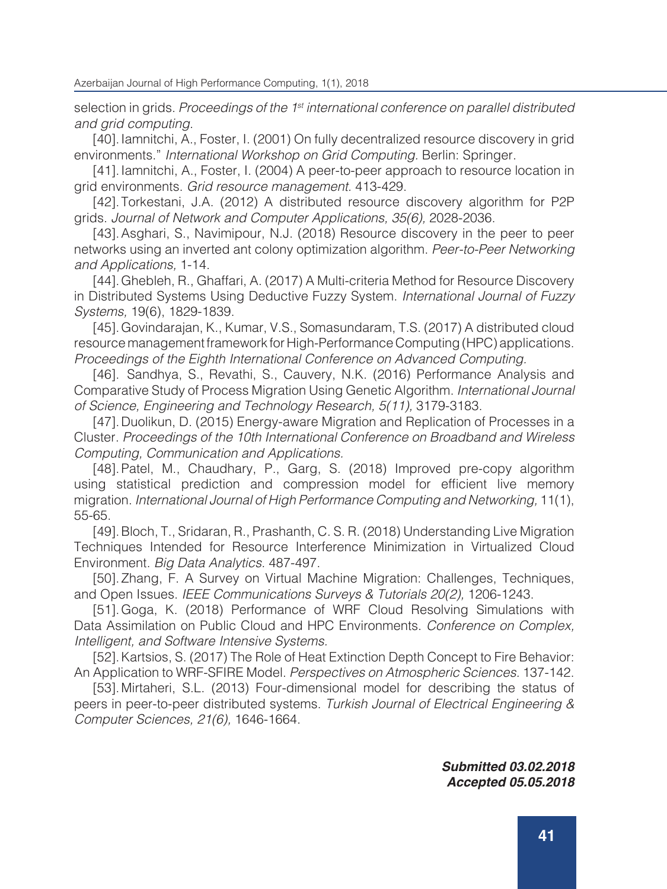selection in grids. *Proceedings of the 1st international conference on parallel distributed and grid computing.*

[40]. Iamnitchi, A., Foster, I. (2001) On fully decentralized resource discovery in grid environments." *International Workshop on Grid Computing.* Berlin: Springer.

[41]. Iamnitchi, A., Foster, I. (2004) A peer-to-peer approach to resource location in grid environments. *Grid resource management.* 413-429.

[42]. Torkestani, J.A. (2012) A distributed resource discovery algorithm for P2P grids. *Journal of Network and Computer Applications, 35(6),* 2028-2036.

[43]. Asghari, S., Navimipour, N.J. (2018) Resource discovery in the peer to peer networks using an inverted ant colony optimization algorithm. *Peer-to-Peer Networking and Applications,* 1-14.

[44]. Ghebleh, R., Ghaffari, A. (2017) A Multi-criteria Method for Resource Discovery in Distributed Systems Using Deductive Fuzzy System. *International Journal of Fuzzy Systems,* 19(6), 1829-1839.

[45]. Govindarajan, K., Kumar, V.S., Somasundaram, T.S. (2017) A distributed cloud resource management framework for High-Performance Computing (HPC) applications. *Proceedings of the Eighth International Conference on Advanced Computing.*

[46]. Sandhya, S., Revathi, S., Cauvery, N.K. (2016) Performance Analysis and Comparative Study of Process Migration Using Genetic Algorithm. *International Journal of Science, Engineering and Technology Research, 5(11),* 3179-3183.

[47]. Duolikun, D. (2015) Energy-aware Migration and Replication of Processes in a Cluster. *Proceedings of the 10th International Conference on Broadband and Wireless Computing, Communication and Applications.*

[48]. Patel, M., Chaudhary, P., Garg, S. (2018) Improved pre-copy algorithm using statistical prediction and compression model for efficient live memory migration. *International Journal of High Performance Computing and Networking,* 11(1), 55-65.

[49]. Bloch, T., Sridaran, R., Prashanth, C. S. R. (2018) Understanding Live Migration Techniques Intended for Resource Interference Minimization in Virtualized Cloud Environment. *Big Data Analytics.* 487-497.

[50]. Zhang, F. A Survey on Virtual Machine Migration: Challenges, Techniques, and Open Issues. *IEEE Communications Surveys & Tutorials 20(2),* 1206-1243.

[51]. Goga, K. (2018) Performance of WRF Cloud Resolving Simulations with Data Assimilation on Public Cloud and HPC Environments. *Conference on Complex, Intelligent, and Software Intensive Systems.*

[52]. Kartsios, S. (2017) The Role of Heat Extinction Depth Concept to Fire Behavior: An Application to WRF-SFIRE Model. *Perspectives on Atmospheric Sciences.* 137-142.

[53]. Mirtaheri, S.L. (2013) Four-dimensional model for describing the status of peers in peer-to-peer distributed systems. *Turkish Journal of Electrical Engineering & Computer Sciences, 21(6),* 1646-1664.

***Submitted 03.02.2018***
***Accepted 05.05.2018***